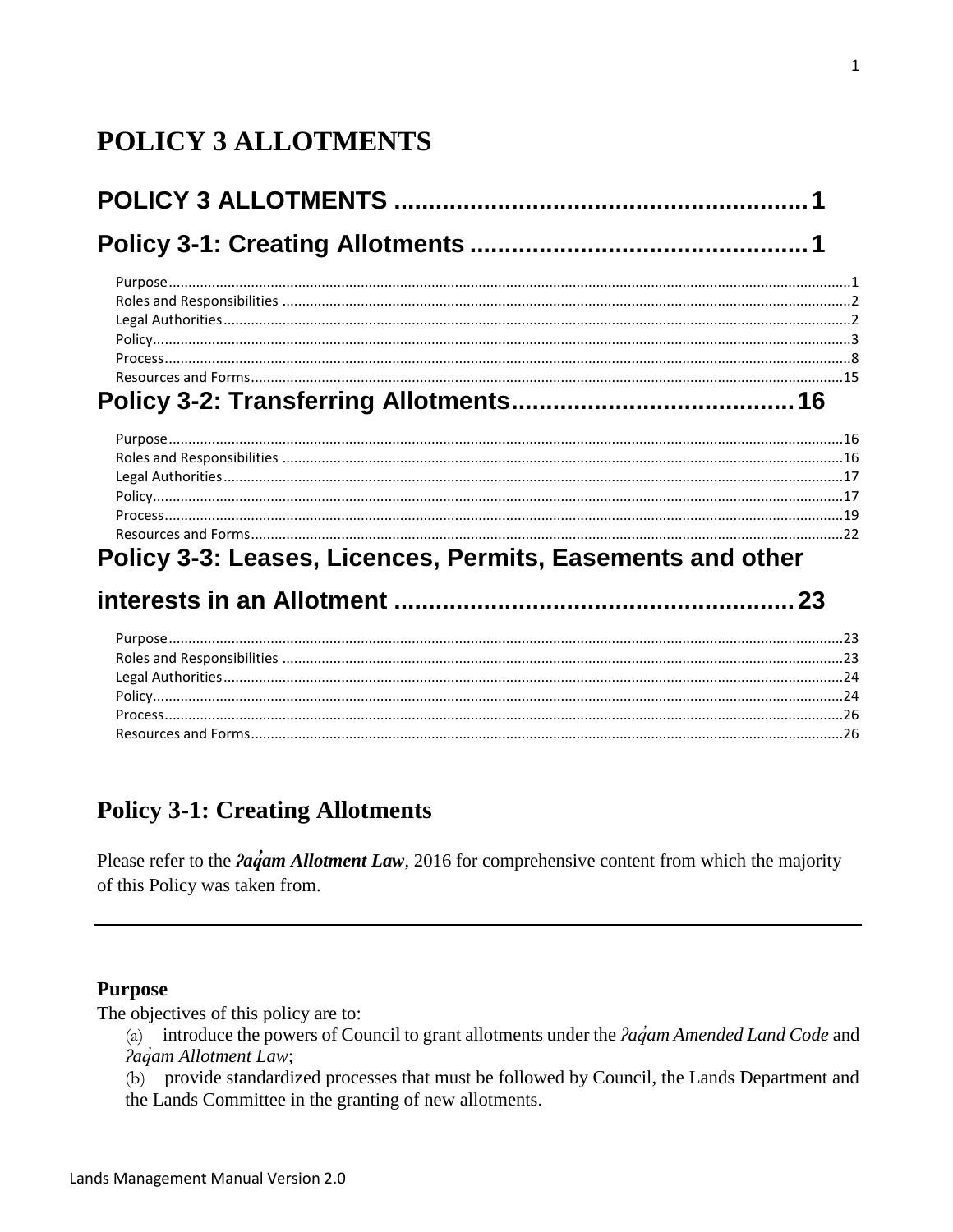# POLICY 3 ALLOTMENTS

POLICY 3 ALLOTMENTS ............................................................ 1

Policy 3-1: Creating Allotments ................................................ 1

- Purpose ........................................................................ 1
- Roles and Responsibilities ..................................................... 2
- Legal Authorities .............................................................. 2
- Policy ......................................................................... 3
- Process ........................................................................ 8
- Resources and Forms ............................................................ 15

Policy 3-2: Transferring Allotments ........................................... 16

- Purpose ........................................................................ 16
- Roles and Responsibilities ..................................................... 16
- Legal Authorities .............................................................. 17
- Policy ......................................................................... 17
- Process ........................................................................ 19
- Resources and Forms ............................................................ 22

Policy 3-3: Leases, Licences, Permits, Easements and other interests in an Allotment ........................................................ 23

- Purpose ........................................................................ 23
- Roles and Responsibilities ..................................................... 23
- Legal Authorities .............................................................. 24
- Policy ......................................................................... 24
- Process ........................................................................ 26
- Resources and Forms ............................................................ 26

## Policy 3-1: Creating Allotments

Please refer to the ***ʔaq̓am Allotment Law***, 2016 for comprehensive content from which the majority of this Policy was taken from.

---

### Purpose

The objectives of this policy are to:

(a) introduce the powers of Council to grant allotments under the *ʔaq̓am Amended Land Code* and *ʔaq̓am Allotment Law*;

(b) provide standardized processes that must be followed by Council, the Lands Department and the Lands Committee in the granting of new allotments.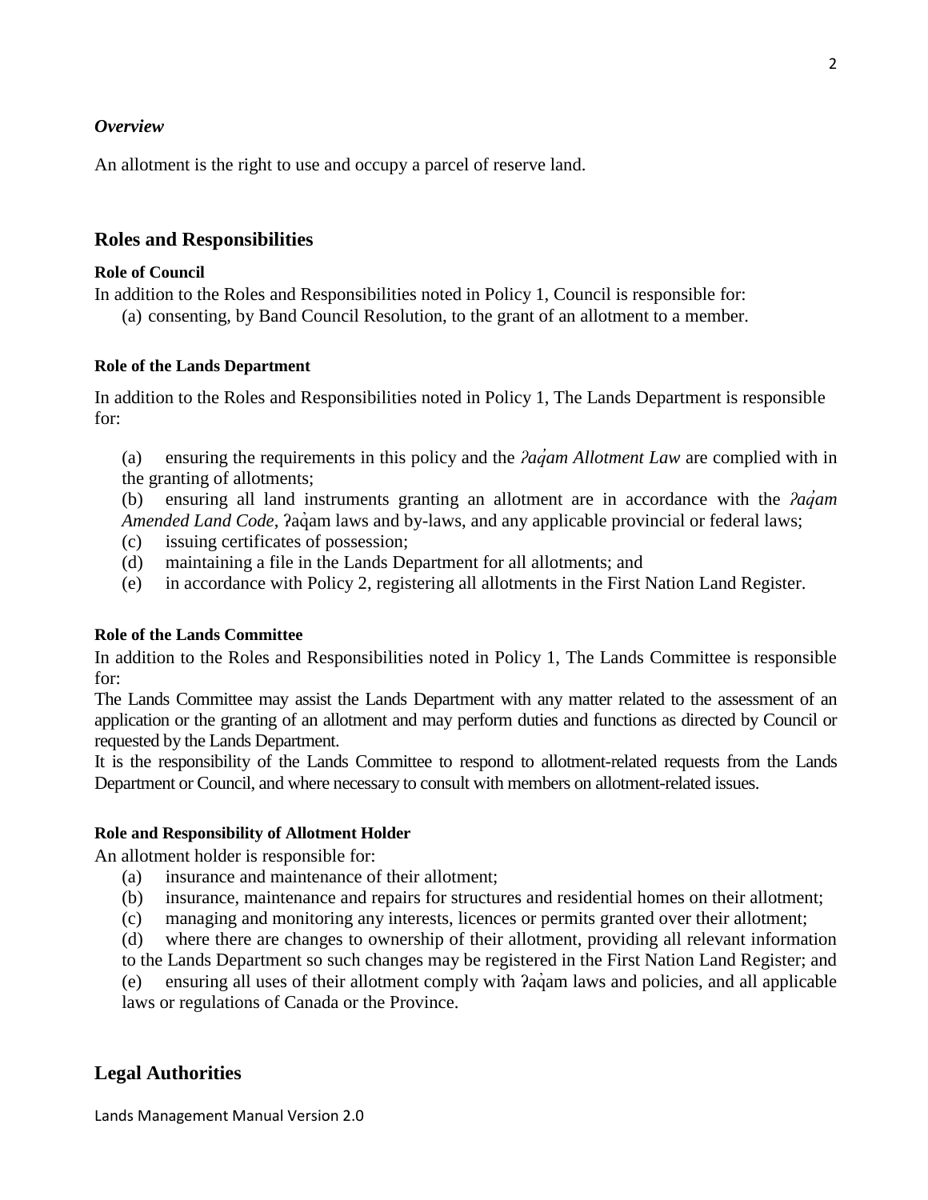*Overview*

An allotment is the right to use and occupy a parcel of reserve land.

## Roles and Responsibilities

**Role of Council**

In addition to the Roles and Responsibilities noted in Policy 1, Council is responsible for:

(a) consenting, by Band Council Resolution, to the grant of an allotment to a member.

**Role of the Lands Department**

In addition to the Roles and Responsibilities noted in Policy 1, The Lands Department is responsible for:

(a) ensuring the requirements in this policy and the *ʔaq̓am Allotment Law* are complied with in the granting of allotments;

(b) ensuring all land instruments granting an allotment are in accordance with the *ʔaq̓am Amended Land Code*, ʔaq̓am laws and by-laws, and any applicable provincial or federal laws;

(c) issuing certificates of possession;

(d) maintaining a file in the Lands Department for all allotments; and

(e) in accordance with Policy 2, registering all allotments in the First Nation Land Register.

**Role of the Lands Committee**

In addition to the Roles and Responsibilities noted in Policy 1, The Lands Committee is responsible for:

The Lands Committee may assist the Lands Department with any matter related to the assessment of an application or the granting of an allotment and may perform duties and functions as directed by Council or requested by the Lands Department.

It is the responsibility of the Lands Committee to respond to allotment-related requests from the Lands Department or Council, and where necessary to consult with members on allotment-related issues.

**Role and Responsibility of Allotment Holder**

An allotment holder is responsible for:

(a) insurance and maintenance of their allotment;

(b) insurance, maintenance and repairs for structures and residential homes on their allotment;

(c) managing and monitoring any interests, licences or permits granted over their allotment;

(d) where there are changes to ownership of their allotment, providing all relevant information to the Lands Department so such changes may be registered in the First Nation Land Register; and

(e) ensuring all uses of their allotment comply with ʔaq̓am laws and policies, and all applicable laws or regulations of Canada or the Province.

## Legal Authorities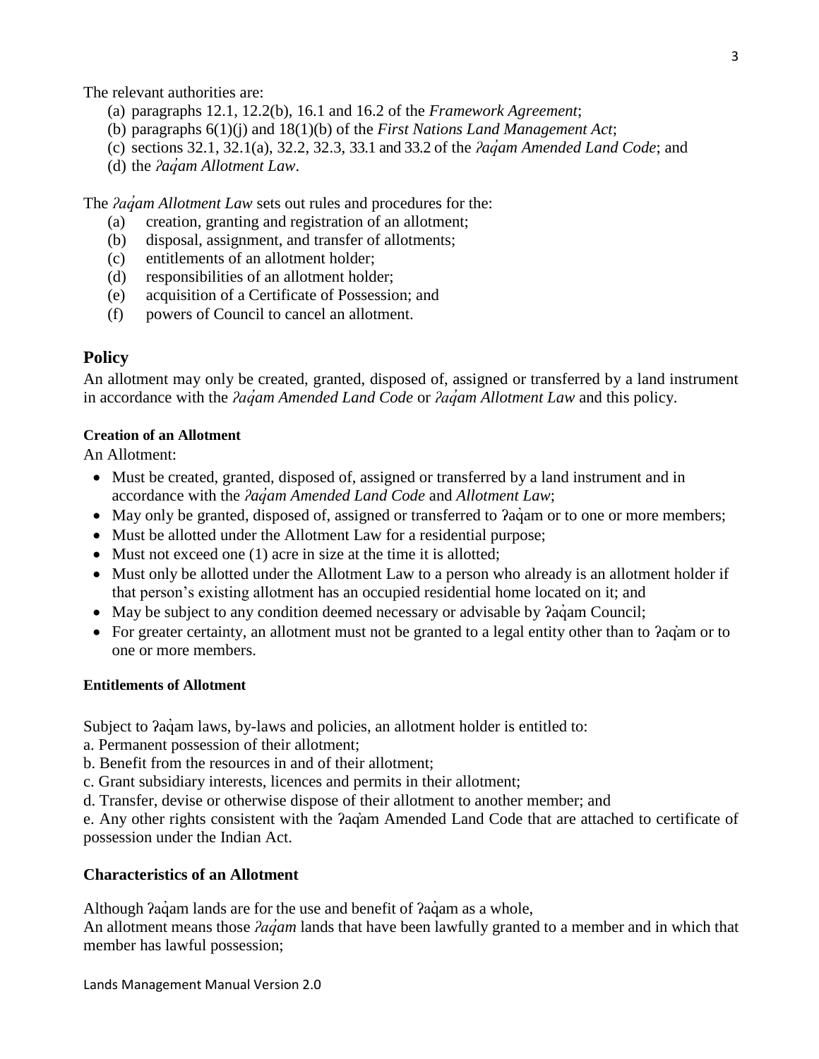The relevant authorities are:

(a) paragraphs 12.1, 12.2(b), 16.1 and 16.2 of the *Framework Agreement*;
(b) paragraphs 6(1)(j) and 18(1)(b) of the *First Nations Land Management Act*;
(c) sections 32.1, 32.1(a), 32.2, 32.3, 33.1 and 33.2 of the *ʔaq̓am Amended Land Code*; and
(d) the *ʔaq̓am Allotment Law*.

The *ʔaq̓am Allotment Law* sets out rules and procedures for the:

(a) creation, granting and registration of an allotment;
(b) disposal, assignment, and transfer of allotments;
(c) entitlements of an allotment holder;
(d) responsibilities of an allotment holder;
(e) acquisition of a Certificate of Possession; and
(f) powers of Council to cancel an allotment.

## Policy

An allotment may only be created, granted, disposed of, assigned or transferred by a land instrument in accordance with the *ʔaq̓am Amended Land Code* or *ʔaq̓am Allotment Law* and this policy.

#### Creation of an Allotment

An Allotment:

- Must be created, granted, disposed of, assigned or transferred by a land instrument and in accordance with the *ʔaq̓am Amended Land Code* and *Allotment Law*;
- May only be granted, disposed of, assigned or transferred to ʔaq̓am or to one or more members;
- Must be allotted under the Allotment Law for a residential purpose;
- Must not exceed one (1) acre in size at the time it is allotted;
- Must only be allotted under the Allotment Law to a person who already is an allotment holder if that person's existing allotment has an occupied residential home located on it; and
- May be subject to any condition deemed necessary or advisable by ʔaq̓am Council;
- For greater certainty, an allotment must not be granted to a legal entity other than to ʔaq̓am or to one or more members.

#### Entitlements of Allotment

Subject to ʔaq̓am laws, by-laws and policies, an allotment holder is entitled to:

a. Permanent possession of their allotment;
b. Benefit from the resources in and of their allotment;
c. Grant subsidiary interests, licences and permits in their allotment;
d. Transfer, devise or otherwise dispose of their allotment to another member; and
e. Any other rights consistent with the ʔaq̓am Amended Land Code that are attached to certificate of possession under the Indian Act.

### Characteristics of an Allotment

Although ʔaq̓am lands are for the use and benefit of ʔaq̓am as a whole,
An allotment means those *ʔaq̓am* lands that have been lawfully granted to a member and in which that member has lawful possession;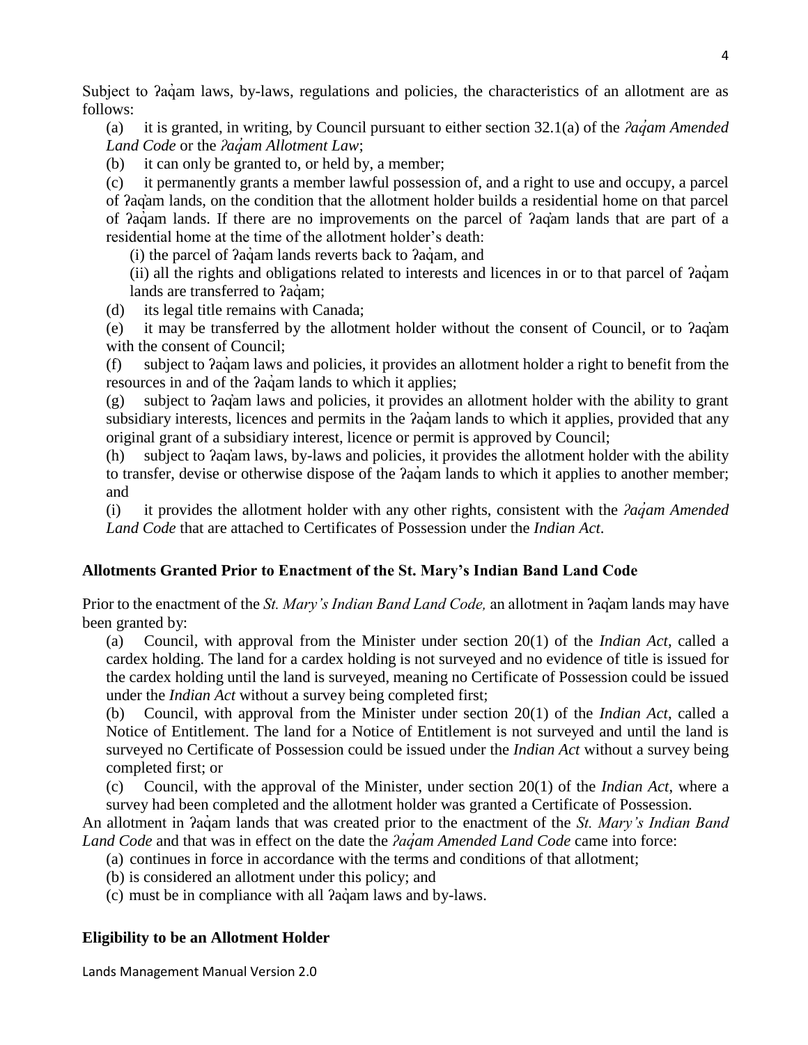Subject to ʔaq̓am laws, by-laws, regulations and policies, the characteristics of an allotment are as follows:

(a) it is granted, in writing, by Council pursuant to either section 32.1(a) of the *ʔaq̓am Amended Land Code* or the *ʔaq̓am Allotment Law*;

(b) it can only be granted to, or held by, a member;

(c) it permanently grants a member lawful possession of, and a right to use and occupy, a parcel of ʔaq̓am lands, on the condition that the allotment holder builds a residential home on that parcel of ʔaq̓am lands. If there are no improvements on the parcel of ʔaq̓am lands that are part of a residential home at the time of the allotment holder's death:

(i) the parcel of ʔaq̓am lands reverts back to ʔaq̓am, and

(ii) all the rights and obligations related to interests and licences in or to that parcel of ʔaq̓am lands are transferred to ʔaq̓am;

(d) its legal title remains with Canada;

(e) it may be transferred by the allotment holder without the consent of Council, or to ʔaq̓am with the consent of Council;

(f) subject to ʔaq̓am laws and policies, it provides an allotment holder a right to benefit from the resources in and of the ʔaq̓am lands to which it applies;

(g) subject to ʔaq̓am laws and policies, it provides an allotment holder with the ability to grant subsidiary interests, licences and permits in the ʔaq̓am lands to which it applies, provided that any original grant of a subsidiary interest, licence or permit is approved by Council;

(h) subject to ʔaq̓am laws, by-laws and policies, it provides the allotment holder with the ability to transfer, devise or otherwise dispose of the ʔaq̓am lands to which it applies to another member; and

(i) it provides the allotment holder with any other rights, consistent with the *ʔaq̓am Amended Land Code* that are attached to Certificates of Possession under the *Indian Act*.

## Allotments Granted Prior to Enactment of the St. Mary's Indian Band Land Code

Prior to the enactment of the *St. Mary's Indian Band Land Code,* an allotment in ʔaq̓am lands may have been granted by:

(a) Council, with approval from the Minister under section 20(1) of the *Indian Act*, called a cardex holding. The land for a cardex holding is not surveyed and no evidence of title is issued for the cardex holding until the land is surveyed, meaning no Certificate of Possession could be issued under the *Indian Act* without a survey being completed first;

(b) Council, with approval from the Minister under section 20(1) of the *Indian Act*, called a Notice of Entitlement. The land for a Notice of Entitlement is not surveyed and until the land is surveyed no Certificate of Possession could be issued under the *Indian Act* without a survey being completed first; or

(c) Council, with the approval of the Minister, under section 20(1) of the *Indian Act*, where a survey had been completed and the allotment holder was granted a Certificate of Possession.

An allotment in ʔaq̓am lands that was created prior to the enactment of the *St. Mary's Indian Band Land Code* and that was in effect on the date the *ʔaq̓am Amended Land Code* came into force:

(a) continues in force in accordance with the terms and conditions of that allotment;

(b) is considered an allotment under this policy; and

(c) must be in compliance with all ʔaq̓am laws and by-laws.

## Eligibility to be an Allotment Holder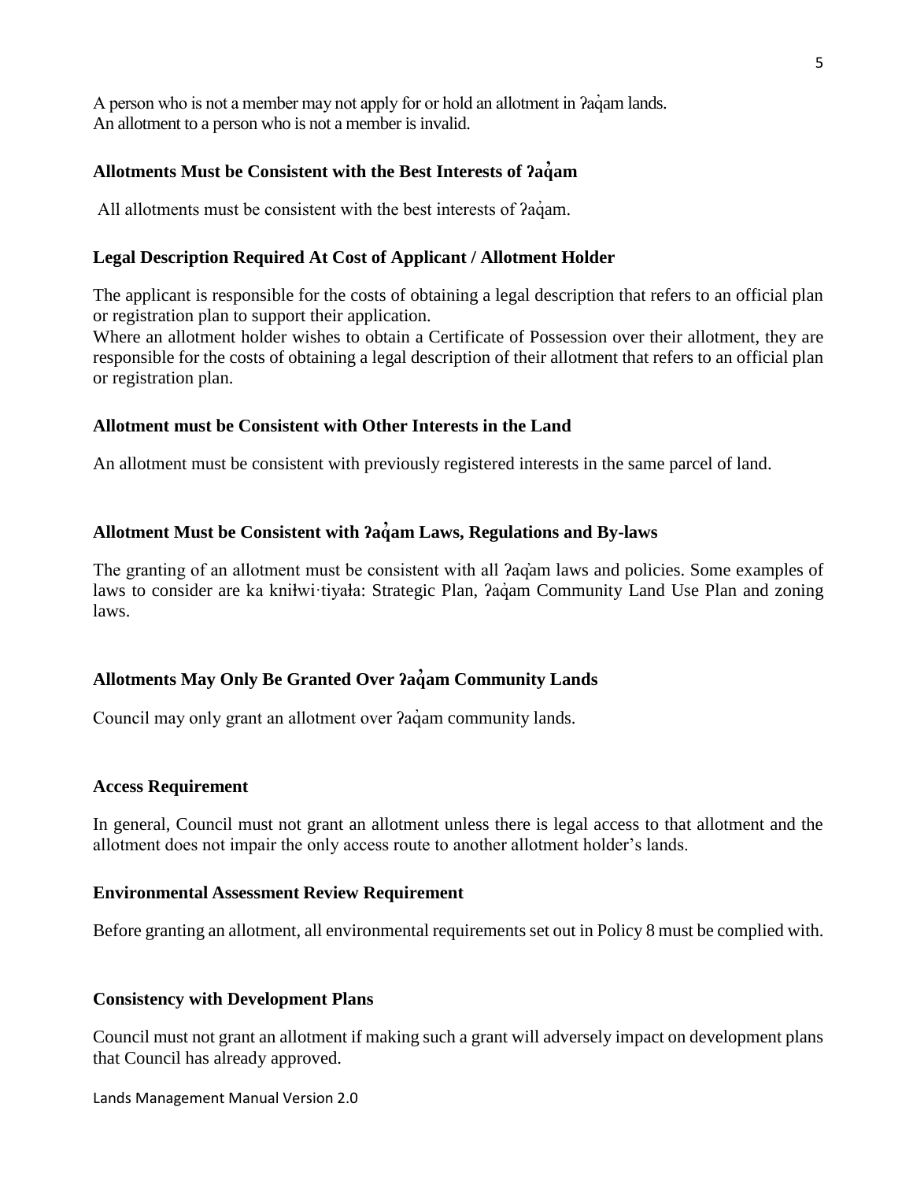A person who is not a member may not apply for or hold an allotment in ʔaq̓am lands.
An allotment to a person who is not a member is invalid.

### Allotments Must be Consistent with the Best Interests of ʔaq̓am

All allotments must be consistent with the best interests of ʔaq̓am.

### Legal Description Required At Cost of Applicant / Allotment Holder

The applicant is responsible for the costs of obtaining a legal description that refers to an official plan or registration plan to support their application.
Where an allotment holder wishes to obtain a Certificate of Possession over their allotment, they are responsible for the costs of obtaining a legal description of their allotment that refers to an official plan or registration plan.

### Allotment must be Consistent with Other Interests in the Land

An allotment must be consistent with previously registered interests in the same parcel of land.

### Allotment Must be Consistent with ʔaq̓am Laws, Regulations and By-laws

The granting of an allotment must be consistent with all ʔaq̓am laws and policies. Some examples of laws to consider are ka kniłwi·tiyała: Strategic Plan, ʔaq̓am Community Land Use Plan and zoning laws.

### Allotments May Only Be Granted Over ʔaq̓am Community Lands

Council may only grant an allotment over ʔaq̓am community lands.

### Access Requirement

In general, Council must not grant an allotment unless there is legal access to that allotment and the allotment does not impair the only access route to another allotment holder's lands.

### Environmental Assessment Review Requirement

Before granting an allotment, all environmental requirements set out in Policy 8 must be complied with.

### Consistency with Development Plans

Council must not grant an allotment if making such a grant will adversely impact on development plans that Council has already approved.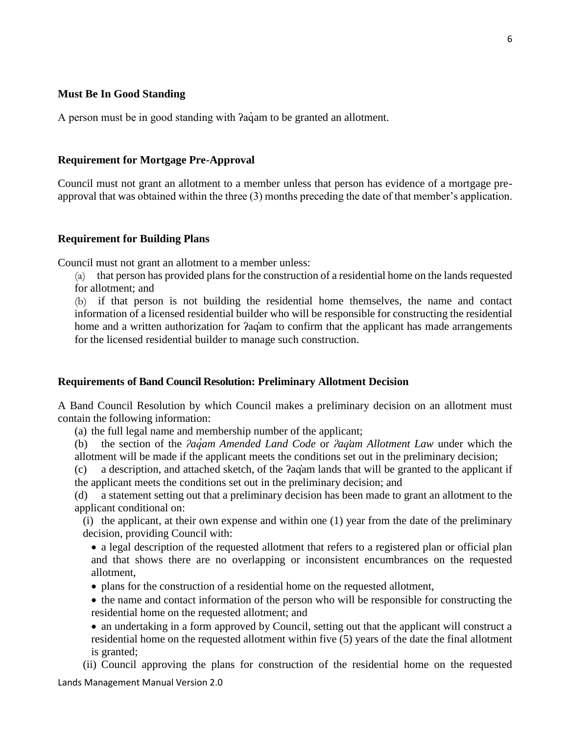**Must Be In Good Standing**

A person must be in good standing with ʔaq̓am to be granted an allotment.

**Requirement for Mortgage Pre-Approval**

Council must not grant an allotment to a member unless that person has evidence of a mortgage pre-approval that was obtained within the three (3) months preceding the date of that member's application.

**Requirement for Building Plans**

Council must not grant an allotment to a member unless:

(a) that person has provided plans for the construction of a residential home on the lands requested for allotment; and

(b) if that person is not building the residential home themselves, the name and contact information of a licensed residential builder who will be responsible for constructing the residential home and a written authorization for ʔaq̓am to confirm that the applicant has made arrangements for the licensed residential builder to manage such construction.

**Requirements of Band Council Resolution: Preliminary Allotment Decision**

A Band Council Resolution by which Council makes a preliminary decision on an allotment must contain the following information:

(a) the full legal name and membership number of the applicant;

(b) the section of the *ʔaq̓am Amended Land Code* or *ʔaq̓am Allotment Law* under which the allotment will be made if the applicant meets the conditions set out in the preliminary decision;

(c) a description, and attached sketch, of the ʔaq̓am lands that will be granted to the applicant if the applicant meets the conditions set out in the preliminary decision; and

(d) a statement setting out that a preliminary decision has been made to grant an allotment to the applicant conditional on:

(i) the applicant, at their own expense and within one (1) year from the date of the preliminary decision, providing Council with:

- a legal description of the requested allotment that refers to a registered plan or official plan and that shows there are no overlapping or inconsistent encumbrances on the requested allotment,
- plans for the construction of a residential home on the requested allotment,
- the name and contact information of the person who will be responsible for constructing the residential home on the requested allotment; and
- an undertaking in a form approved by Council, setting out that the applicant will construct a residential home on the requested allotment within five (5) years of the date the final allotment is granted;

(ii) Council approving the plans for construction of the residential home on the requested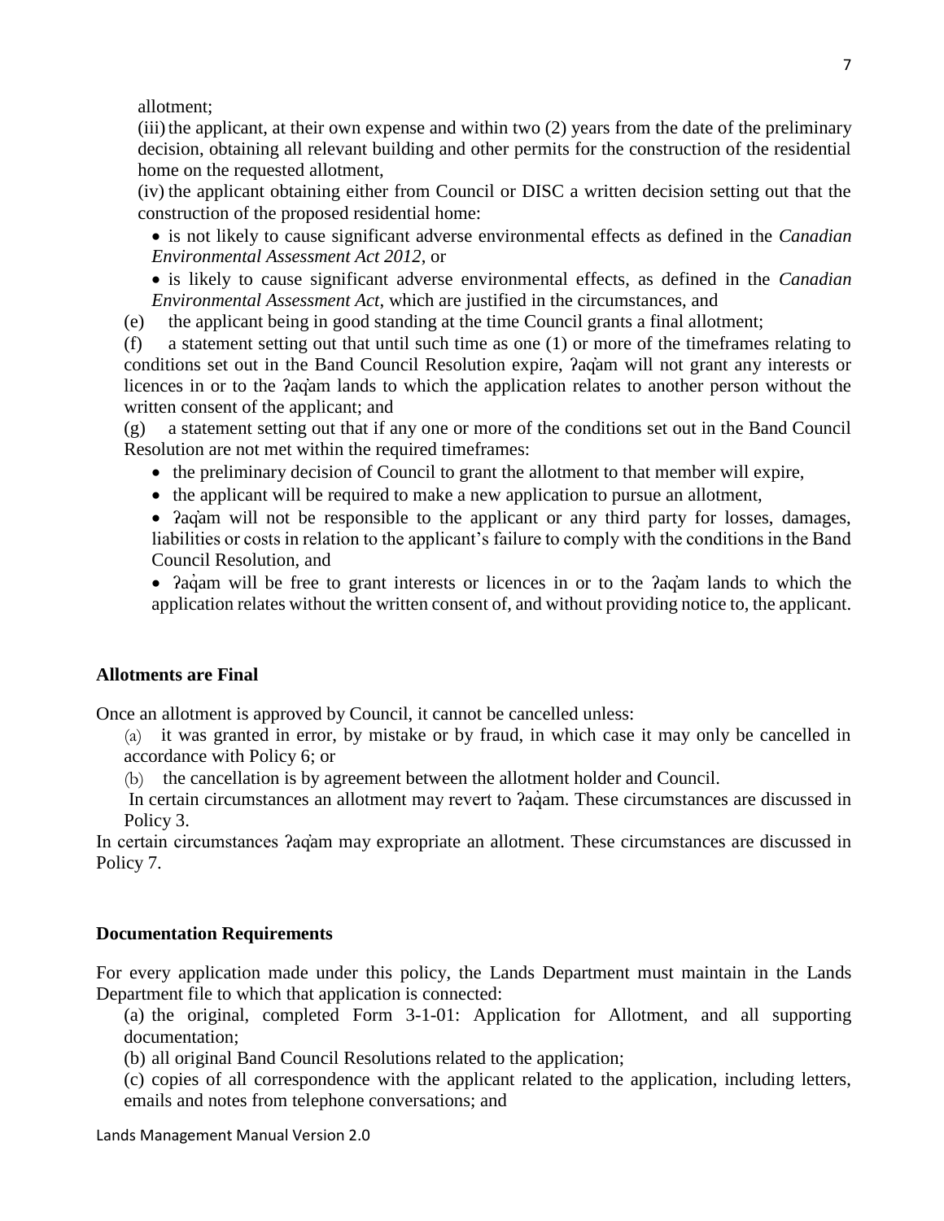allotment;

(iii) the applicant, at their own expense and within two (2) years from the date of the preliminary decision, obtaining all relevant building and other permits for the construction of the residential home on the requested allotment,

(iv) the applicant obtaining either from Council or DISC a written decision setting out that the construction of the proposed residential home:

- is not likely to cause significant adverse environmental effects as defined in the *Canadian Environmental Assessment Act 2012*, or
- is likely to cause significant adverse environmental effects, as defined in the *Canadian Environmental Assessment Act*, which are justified in the circumstances, and

(e) the applicant being in good standing at the time Council grants a final allotment;

(f) a statement setting out that until such time as one (1) or more of the timeframes relating to conditions set out in the Band Council Resolution expire, ʔaq̓am will not grant any interests or licences in or to the ʔaq̓am lands to which the application relates to another person without the written consent of the applicant; and

(g) a statement setting out that if any one or more of the conditions set out in the Band Council Resolution are not met within the required timeframes:

- the preliminary decision of Council to grant the allotment to that member will expire,
- the applicant will be required to make a new application to pursue an allotment,
- ʔaq̓am will not be responsible to the applicant or any third party for losses, damages, liabilities or costs in relation to the applicant's failure to comply with the conditions in the Band Council Resolution, and
- ʔaq̓am will be free to grant interests or licences in or to the ʔaq̓am lands to which the application relates without the written consent of, and without providing notice to, the applicant.

**Allotments are Final**

Once an allotment is approved by Council, it cannot be cancelled unless:

(a) it was granted in error, by mistake or by fraud, in which case it may only be cancelled in accordance with Policy 6; or

(b) the cancellation is by agreement between the allotment holder and Council.

In certain circumstances an allotment may revert to ʔaq̓am. These circumstances are discussed in Policy 3.

In certain circumstances ʔaq̓am may expropriate an allotment. These circumstances are discussed in Policy 7.

**Documentation Requirements**

For every application made under this policy, the Lands Department must maintain in the Lands Department file to which that application is connected:

(a) the original, completed Form 3-1-01: Application for Allotment, and all supporting documentation;

(b) all original Band Council Resolutions related to the application;

(c) copies of all correspondence with the applicant related to the application, including letters, emails and notes from telephone conversations; and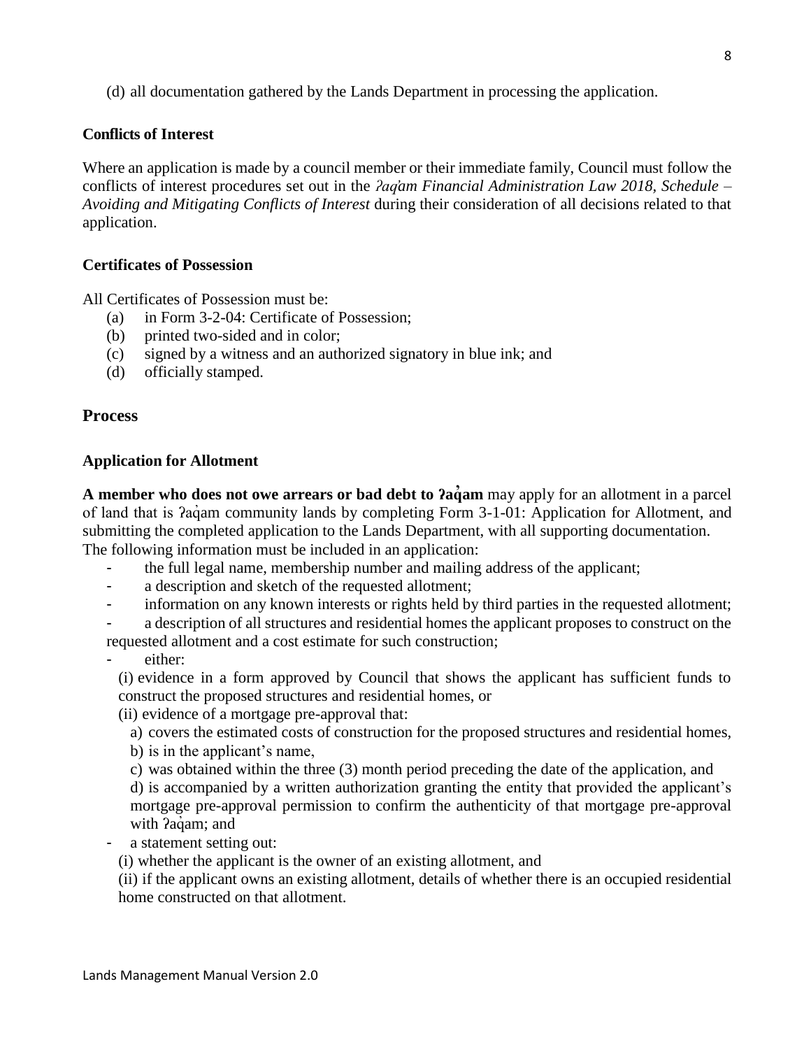(d) all documentation gathered by the Lands Department in processing the application.

**Conflicts of Interest**

Where an application is made by a council member or their immediate family, Council must follow the conflicts of interest procedures set out in the *ʔaq̓am Financial Administration Law 2018, Schedule – Avoiding and Mitigating Conflicts of Interest* during their consideration of all decisions related to that application.

**Certificates of Possession**

All Certificates of Possession must be:

(a) in Form 3-2-04: Certificate of Possession;
(b) printed two-sided and in color;
(c) signed by a witness and an authorized signatory in blue ink; and
(d) officially stamped.

## Process

**Application for Allotment**

**A member who does not owe arrears or bad debt to ʔaq̓am** may apply for an allotment in a parcel of land that is ʔaq̓am community lands by completing Form 3-1-01: Application for Allotment, and submitting the completed application to the Lands Department, with all supporting documentation. The following information must be included in an application:

- the full legal name, membership number and mailing address of the applicant;
- a description and sketch of the requested allotment;
- information on any known interests or rights held by third parties in the requested allotment;
- a description of all structures and residential homes the applicant proposes to construct on the requested allotment and a cost estimate for such construction;
- either:
  (i) evidence in a form approved by Council that shows the applicant has sufficient funds to construct the proposed structures and residential homes, or
  (ii) evidence of a mortgage pre-approval that:
    a) covers the estimated costs of construction for the proposed structures and residential homes,
    b) is in the applicant's name,
    c) was obtained within the three (3) month period preceding the date of the application, and
    d) is accompanied by a written authorization granting the entity that provided the applicant's mortgage pre-approval permission to confirm the authenticity of that mortgage pre-approval with ʔaq̓am; and
- a statement setting out:
  (i) whether the applicant is the owner of an existing allotment, and
  (ii) if the applicant owns an existing allotment, details of whether there is an occupied residential home constructed on that allotment.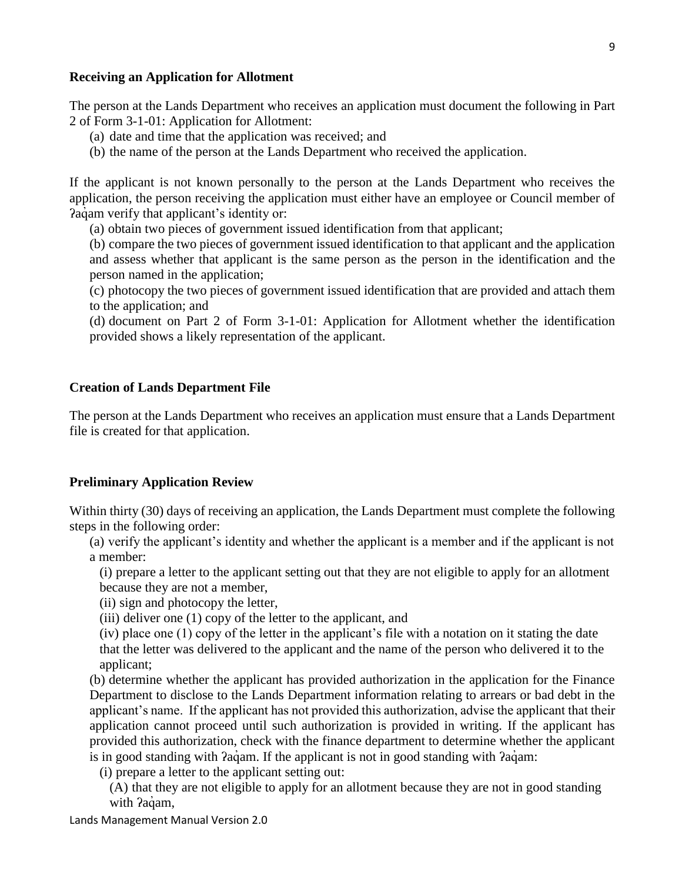**Receiving an Application for Allotment**

The person at the Lands Department who receives an application must document the following in Part 2 of Form 3-1-01: Application for Allotment:

(a) date and time that the application was received; and

(b) the name of the person at the Lands Department who received the application.

If the applicant is not known personally to the person at the Lands Department who receives the application, the person receiving the application must either have an employee or Council member of ʔaq̓am verify that applicant's identity or:

(a) obtain two pieces of government issued identification from that applicant;

(b) compare the two pieces of government issued identification to that applicant and the application and assess whether that applicant is the same person as the person in the identification and the person named in the application;

(c) photocopy the two pieces of government issued identification that are provided and attach them to the application; and

(d) document on Part 2 of Form 3-1-01: Application for Allotment whether the identification provided shows a likely representation of the applicant.

**Creation of Lands Department File**

The person at the Lands Department who receives an application must ensure that a Lands Department file is created for that application.

**Preliminary Application Review**

Within thirty (30) days of receiving an application, the Lands Department must complete the following steps in the following order:

(a) verify the applicant's identity and whether the applicant is a member and if the applicant is not a member:

(i) prepare a letter to the applicant setting out that they are not eligible to apply for an allotment because they are not a member,

(ii) sign and photocopy the letter,

(iii) deliver one (1) copy of the letter to the applicant, and

(iv) place one (1) copy of the letter in the applicant's file with a notation on it stating the date that the letter was delivered to the applicant and the name of the person who delivered it to the applicant;

(b) determine whether the applicant has provided authorization in the application for the Finance Department to disclose to the Lands Department information relating to arrears or bad debt in the applicant's name. If the applicant has not provided this authorization, advise the applicant that their application cannot proceed until such authorization is provided in writing. If the applicant has provided this authorization, check with the finance department to determine whether the applicant is in good standing with ʔaq̓am. If the applicant is not in good standing with ʔaq̓am:

(i) prepare a letter to the applicant setting out:

(A) that they are not eligible to apply for an allotment because they are not in good standing with ʔaq̓am,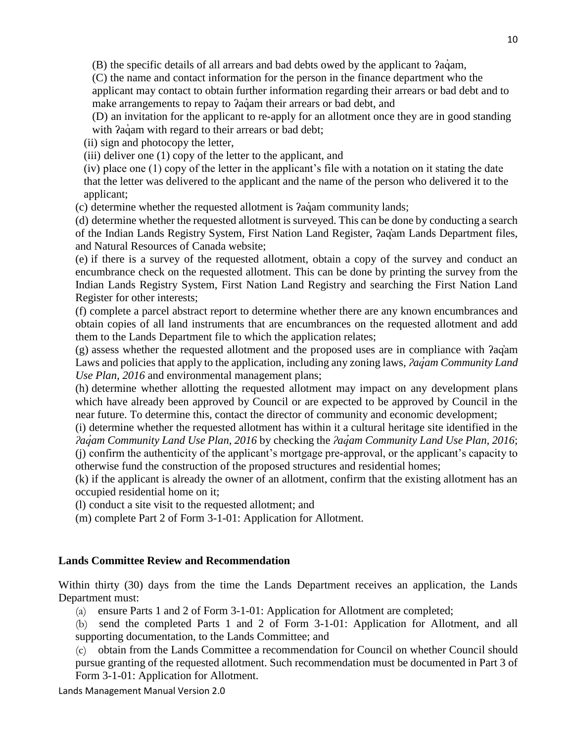(B) the specific details of all arrears and bad debts owed by the applicant to ʔaq̓am,

(C) the name and contact information for the person in the finance department who the applicant may contact to obtain further information regarding their arrears or bad debt and to make arrangements to repay to ʔaq̓am their arrears or bad debt, and

(D) an invitation for the applicant to re-apply for an allotment once they are in good standing with ʔaq̓am with regard to their arrears or bad debt;

(ii) sign and photocopy the letter,

(iii) deliver one (1) copy of the letter to the applicant, and

(iv) place one (1) copy of the letter in the applicant's file with a notation on it stating the date that the letter was delivered to the applicant and the name of the person who delivered it to the applicant;

(c) determine whether the requested allotment is ʔaq̓am community lands;

(d) determine whether the requested allotment is surveyed. This can be done by conducting a search of the Indian Lands Registry System, First Nation Land Register, ʔaq̓am Lands Department files, and Natural Resources of Canada website;

(e) if there is a survey of the requested allotment, obtain a copy of the survey and conduct an encumbrance check on the requested allotment. This can be done by printing the survey from the Indian Lands Registry System, First Nation Land Registry and searching the First Nation Land Register for other interests;

(f) complete a parcel abstract report to determine whether there are any known encumbrances and obtain copies of all land instruments that are encumbrances on the requested allotment and add them to the Lands Department file to which the application relates;

(g) assess whether the requested allotment and the proposed uses are in compliance with ʔaq̓am Laws and policies that apply to the application, including any zoning laws, *ʔaq̓am Community Land Use Plan, 2016* and environmental management plans;

(h) determine whether allotting the requested allotment may impact on any development plans which have already been approved by Council or are expected to be approved by Council in the near future. To determine this, contact the director of community and economic development;

(i) determine whether the requested allotment has within it a cultural heritage site identified in the *ʔaq̓am Community Land Use Plan, 2016* by checking the *ʔaq̓am Community Land Use Plan, 2016*;

(j) confirm the authenticity of the applicant's mortgage pre-approval, or the applicant's capacity to otherwise fund the construction of the proposed structures and residential homes;

(k) if the applicant is already the owner of an allotment, confirm that the existing allotment has an occupied residential home on it;

(l) conduct a site visit to the requested allotment; and

(m) complete Part 2 of Form 3-1-01: Application for Allotment.

## Lands Committee Review and Recommendation

Within thirty (30) days from the time the Lands Department receives an application, the Lands Department must:

(a) ensure Parts 1 and 2 of Form 3-1-01: Application for Allotment are completed;

(b) send the completed Parts 1 and 2 of Form 3-1-01: Application for Allotment, and all supporting documentation, to the Lands Committee; and

(c) obtain from the Lands Committee a recommendation for Council on whether Council should pursue granting of the requested allotment. Such recommendation must be documented in Part 3 of Form 3-1-01: Application for Allotment.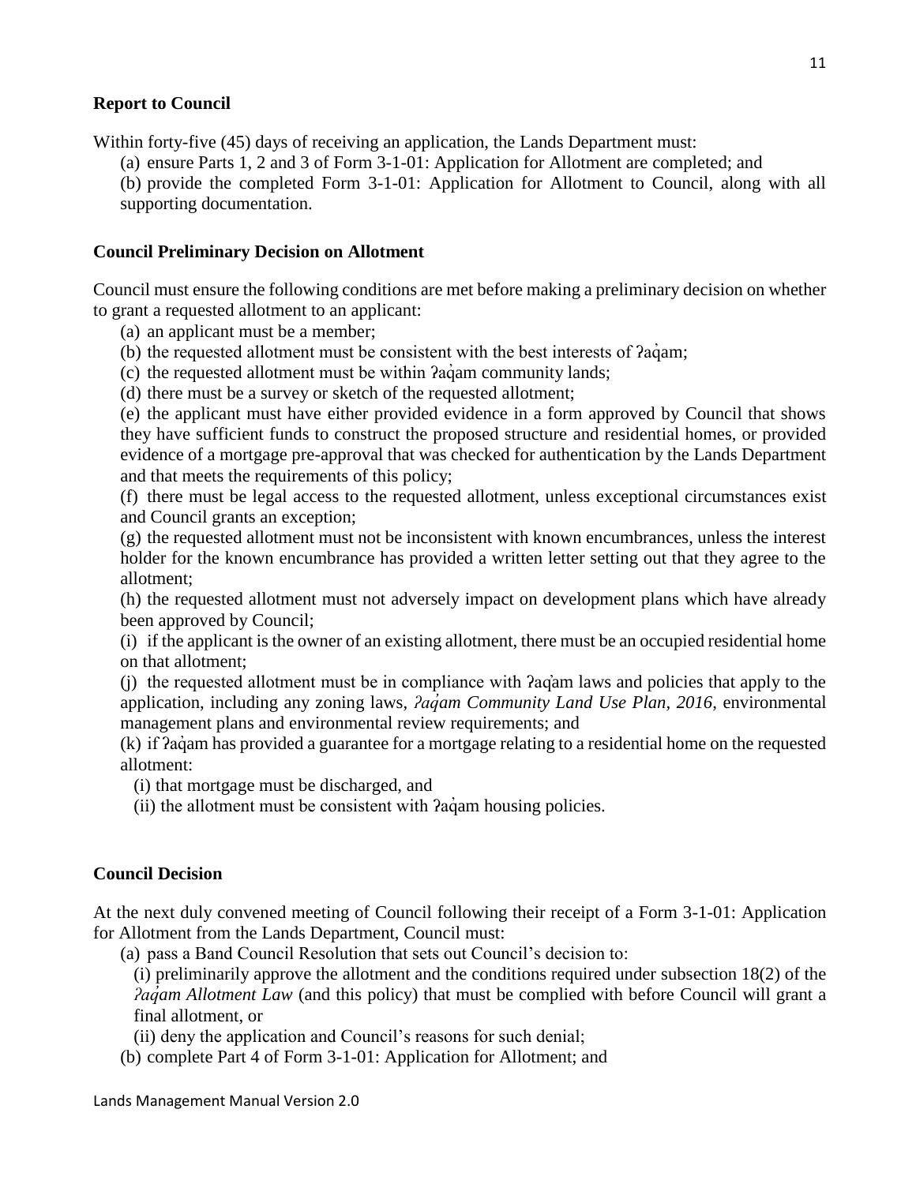### Report to Council

Within forty-five (45) days of receiving an application, the Lands Department must:

(a) ensure Parts 1, 2 and 3 of Form 3-1-01: Application for Allotment are completed; and

(b) provide the completed Form 3-1-01: Application for Allotment to Council, along with all supporting documentation.

### Council Preliminary Decision on Allotment

Council must ensure the following conditions are met before making a preliminary decision on whether to grant a requested allotment to an applicant:

(a) an applicant must be a member;

(b) the requested allotment must be consistent with the best interests of ʔaq̓am;

(c) the requested allotment must be within ʔaq̓am community lands;

(d) there must be a survey or sketch of the requested allotment;

(e) the applicant must have either provided evidence in a form approved by Council that shows they have sufficient funds to construct the proposed structure and residential homes, or provided evidence of a mortgage pre-approval that was checked for authentication by the Lands Department and that meets the requirements of this policy;

(f) there must be legal access to the requested allotment, unless exceptional circumstances exist and Council grants an exception;

(g) the requested allotment must not be inconsistent with known encumbrances, unless the interest holder for the known encumbrance has provided a written letter setting out that they agree to the allotment;

(h) the requested allotment must not adversely impact on development plans which have already been approved by Council;

(i) if the applicant is the owner of an existing allotment, there must be an occupied residential home on that allotment;

(j) the requested allotment must be in compliance with ʔaq̓am laws and policies that apply to the application, including any zoning laws, *ʔaq̓am Community Land Use Plan, 2016*, environmental management plans and environmental review requirements; and

(k) if ʔaq̓am has provided a guarantee for a mortgage relating to a residential home on the requested allotment:

(i) that mortgage must be discharged, and

(ii) the allotment must be consistent with ʔaq̓am housing policies.

### Council Decision

At the next duly convened meeting of Council following their receipt of a Form 3-1-01: Application for Allotment from the Lands Department, Council must:

(a) pass a Band Council Resolution that sets out Council's decision to:

(i) preliminarily approve the allotment and the conditions required under subsection 18(2) of the *ʔaq̓am Allotment Law* (and this policy) that must be complied with before Council will grant a final allotment, or

(ii) deny the application and Council's reasons for such denial;

(b) complete Part 4 of Form 3-1-01: Application for Allotment; and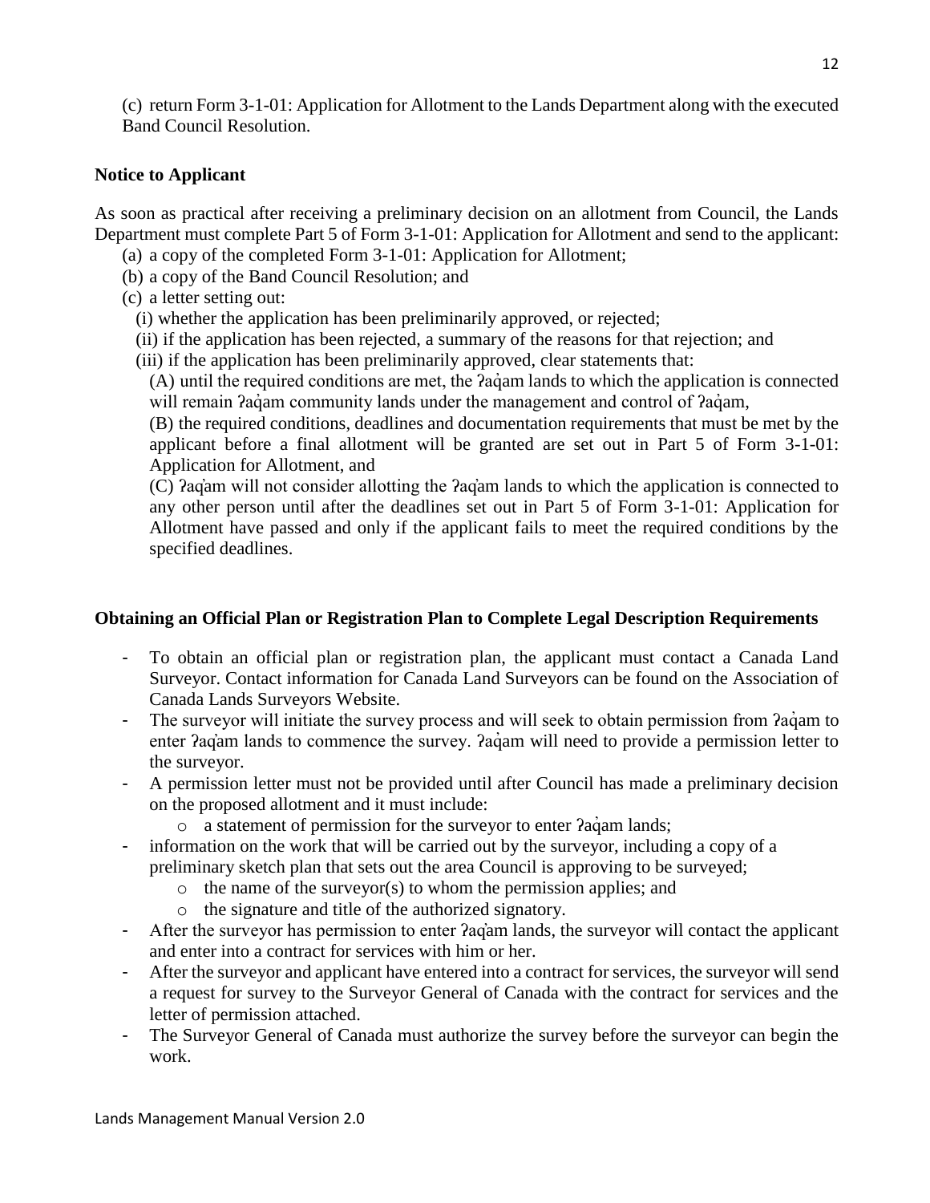(c) return Form 3-1-01: Application for Allotment to the Lands Department along with the executed Band Council Resolution.

**Notice to Applicant**

As soon as practical after receiving a preliminary decision on an allotment from Council, the Lands Department must complete Part 5 of Form 3-1-01: Application for Allotment and send to the applicant:

(a) a copy of the completed Form 3-1-01: Application for Allotment;
(b) a copy of the Band Council Resolution; and
(c) a letter setting out:
  (i) whether the application has been preliminarily approved, or rejected;
  (ii) if the application has been rejected, a summary of the reasons for that rejection; and
  (iii) if the application has been preliminarily approved, clear statements that:
    (A) until the required conditions are met, the ʔaq̓am lands to which the application is connected will remain ʔaq̓am community lands under the management and control of ʔaq̓am,
    (B) the required conditions, deadlines and documentation requirements that must be met by the applicant before a final allotment will be granted are set out in Part 5 of Form 3-1-01: Application for Allotment, and
    (C) ʔaq̓am will not consider allotting the ʔaq̓am lands to which the application is connected to any other person until after the deadlines set out in Part 5 of Form 3-1-01: Application for Allotment have passed and only if the applicant fails to meet the required conditions by the specified deadlines.

**Obtaining an Official Plan or Registration Plan to Complete Legal Description Requirements**

- To obtain an official plan or registration plan, the applicant must contact a Canada Land Surveyor. Contact information for Canada Land Surveyors can be found on the Association of Canada Lands Surveyors Website.
- The surveyor will initiate the survey process and will seek to obtain permission from ʔaq̓am to enter ʔaq̓am lands to commence the survey. ʔaq̓am will need to provide a permission letter to the surveyor.
- A permission letter must not be provided until after Council has made a preliminary decision on the proposed allotment and it must include:
  - a statement of permission for the surveyor to enter ʔaq̓am lands;
- information on the work that will be carried out by the surveyor, including a copy of a preliminary sketch plan that sets out the area Council is approving to be surveyed;
  - the name of the surveyor(s) to whom the permission applies; and
  - the signature and title of the authorized signatory.
- After the surveyor has permission to enter ʔaq̓am lands, the surveyor will contact the applicant and enter into a contract for services with him or her.
- After the surveyor and applicant have entered into a contract for services, the surveyor will send a request for survey to the Surveyor General of Canada with the contract for services and the letter of permission attached.
- The Surveyor General of Canada must authorize the survey before the surveyor can begin the work.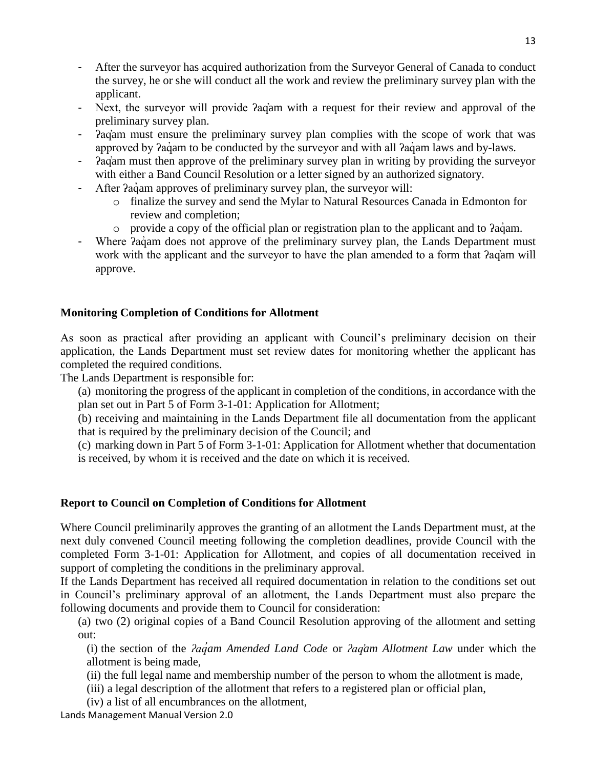- After the surveyor has acquired authorization from the Surveyor General of Canada to conduct the survey, he or she will conduct all the work and review the preliminary survey plan with the applicant.
- Next, the surveyor will provide ʔaq̓am with a request for their review and approval of the preliminary survey plan.
- ʔaq̓am must ensure the preliminary survey plan complies with the scope of work that was approved by ʔaq̓am to be conducted by the surveyor and with all ʔaq̓am laws and by-laws.
- ʔaq̓am must then approve of the preliminary survey plan in writing by providing the surveyor with either a Band Council Resolution or a letter signed by an authorized signatory.
- After ʔaq̓am approves of preliminary survey plan, the surveyor will:
  - finalize the survey and send the Mylar to Natural Resources Canada in Edmonton for review and completion;
  - provide a copy of the official plan or registration plan to the applicant and to ʔaq̓am.
- Where ʔaq̓am does not approve of the preliminary survey plan, the Lands Department must work with the applicant and the surveyor to have the plan amended to a form that ʔaq̓am will approve.

**Monitoring Completion of Conditions for Allotment**

As soon as practical after providing an applicant with Council's preliminary decision on their application, the Lands Department must set review dates for monitoring whether the applicant has completed the required conditions.

The Lands Department is responsible for:

(a) monitoring the progress of the applicant in completion of the conditions, in accordance with the plan set out in Part 5 of Form 3-1-01: Application for Allotment;

(b) receiving and maintaining in the Lands Department file all documentation from the applicant that is required by the preliminary decision of the Council; and

(c) marking down in Part 5 of Form 3-1-01: Application for Allotment whether that documentation is received, by whom it is received and the date on which it is received.

**Report to Council on Completion of Conditions for Allotment**

Where Council preliminarily approves the granting of an allotment the Lands Department must, at the next duly convened Council meeting following the completion deadlines, provide Council with the completed Form 3-1-01: Application for Allotment, and copies of all documentation received in support of completing the conditions in the preliminary approval.

If the Lands Department has received all required documentation in relation to the conditions set out in Council's preliminary approval of an allotment, the Lands Department must also prepare the following documents and provide them to Council for consideration:

(a) two (2) original copies of a Band Council Resolution approving of the allotment and setting out:

(i) the section of the *ʔaq̓am Amended Land Code* or *ʔaq̓am Allotment Law* under which the allotment is being made,

(ii) the full legal name and membership number of the person to whom the allotment is made,

(iii) a legal description of the allotment that refers to a registered plan or official plan,

(iv) a list of all encumbrances on the allotment,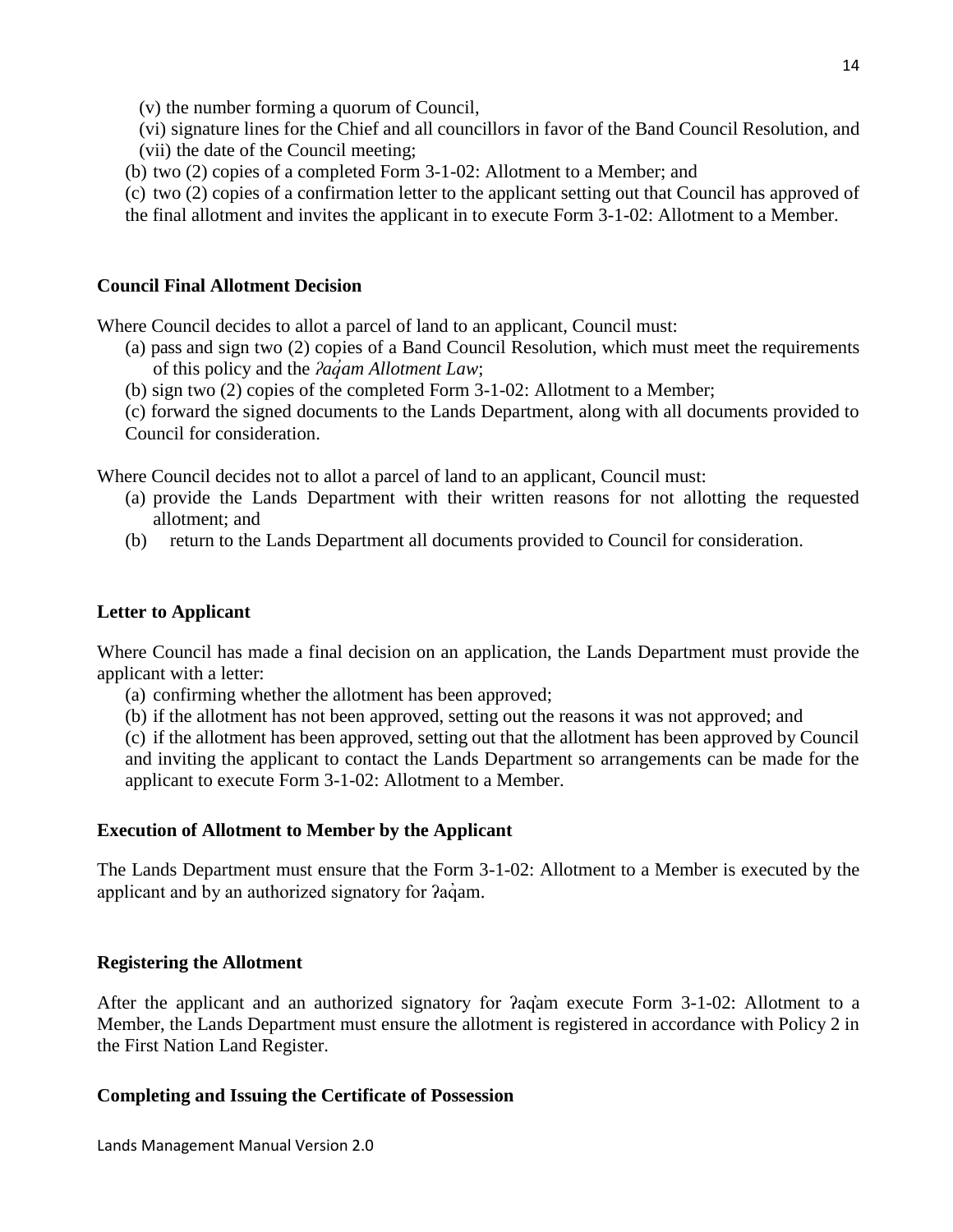(v) the number forming a quorum of Council,

(vi) signature lines for the Chief and all councillors in favor of the Band Council Resolution, and

(vii) the date of the Council meeting;

(b) two (2) copies of a completed Form 3-1-02: Allotment to a Member; and

(c) two (2) copies of a confirmation letter to the applicant setting out that Council has approved of the final allotment and invites the applicant in to execute Form 3-1-02: Allotment to a Member.

**Council Final Allotment Decision**

Where Council decides to allot a parcel of land to an applicant, Council must:

(a) pass and sign two (2) copies of a Band Council Resolution, which must meet the requirements of this policy and the *ʔaq̓am Allotment Law*;

(b) sign two (2) copies of the completed Form 3-1-02: Allotment to a Member;

(c) forward the signed documents to the Lands Department, along with all documents provided to Council for consideration.

Where Council decides not to allot a parcel of land to an applicant, Council must:

(a) provide the Lands Department with their written reasons for not allotting the requested allotment; and

(b) return to the Lands Department all documents provided to Council for consideration.

**Letter to Applicant**

Where Council has made a final decision on an application, the Lands Department must provide the applicant with a letter:

(a) confirming whether the allotment has been approved;

(b) if the allotment has not been approved, setting out the reasons it was not approved; and

(c) if the allotment has been approved, setting out that the allotment has been approved by Council and inviting the applicant to contact the Lands Department so arrangements can be made for the applicant to execute Form 3-1-02: Allotment to a Member.

**Execution of Allotment to Member by the Applicant**

The Lands Department must ensure that the Form 3-1-02: Allotment to a Member is executed by the applicant and by an authorized signatory for ʔaq̓am.

**Registering the Allotment**

After the applicant and an authorized signatory for ʔaq̓am execute Form 3-1-02: Allotment to a Member, the Lands Department must ensure the allotment is registered in accordance with Policy 2 in the First Nation Land Register.

**Completing and Issuing the Certificate of Possession**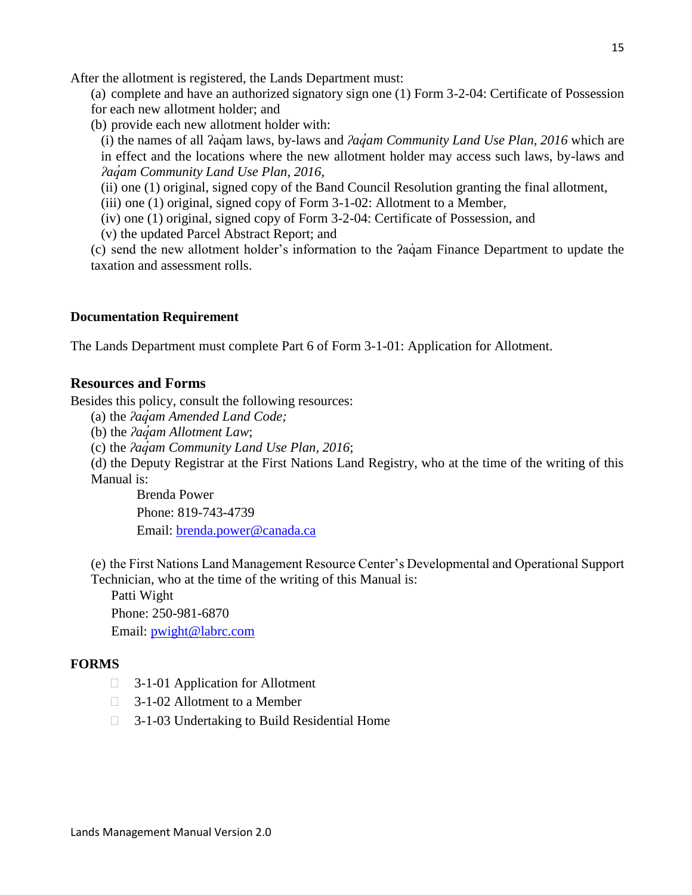After the allotment is registered, the Lands Department must:

(a) complete and have an authorized signatory sign one (1) Form 3-2-04: Certificate of Possession for each new allotment holder; and

(b) provide each new allotment holder with:

(i) the names of all ʔaq̓am laws, by-laws and *ʔaq̓am Community Land Use Plan, 2016* which are in effect and the locations where the new allotment holder may access such laws, by-laws and *ʔaq̓am Community Land Use Plan, 2016*,

(ii) one (1) original, signed copy of the Band Council Resolution granting the final allotment,

(iii) one (1) original, signed copy of Form 3-1-02: Allotment to a Member,

(iv) one (1) original, signed copy of Form 3-2-04: Certificate of Possession, and

(v) the updated Parcel Abstract Report; and

(c) send the new allotment holder's information to the ʔaq̓am Finance Department to update the taxation and assessment rolls.

**Documentation Requirement**

The Lands Department must complete Part 6 of Form 3-1-01: Application for Allotment.

## Resources and Forms

Besides this policy, consult the following resources:

(a) the *ʔaq̓am Amended Land Code;*

(b) the *ʔaq̓am Allotment Law*;

(c) the *ʔaq̓am Community Land Use Plan, 2016*;

(d) the Deputy Registrar at the First Nations Land Registry, who at the time of the writing of this Manual is:

Brenda Power
Phone: 819-743-4739
Email: brenda.power@canada.ca

(e) the First Nations Land Management Resource Center's Developmental and Operational Support Technician, who at the time of the writing of this Manual is:

Patti Wight
Phone: 250-981-6870
Email: pwight@labrc.com

**FORMS**

- 3-1-01 Application for Allotment
- 3-1-02 Allotment to a Member
- 3-1-03 Undertaking to Build Residential Home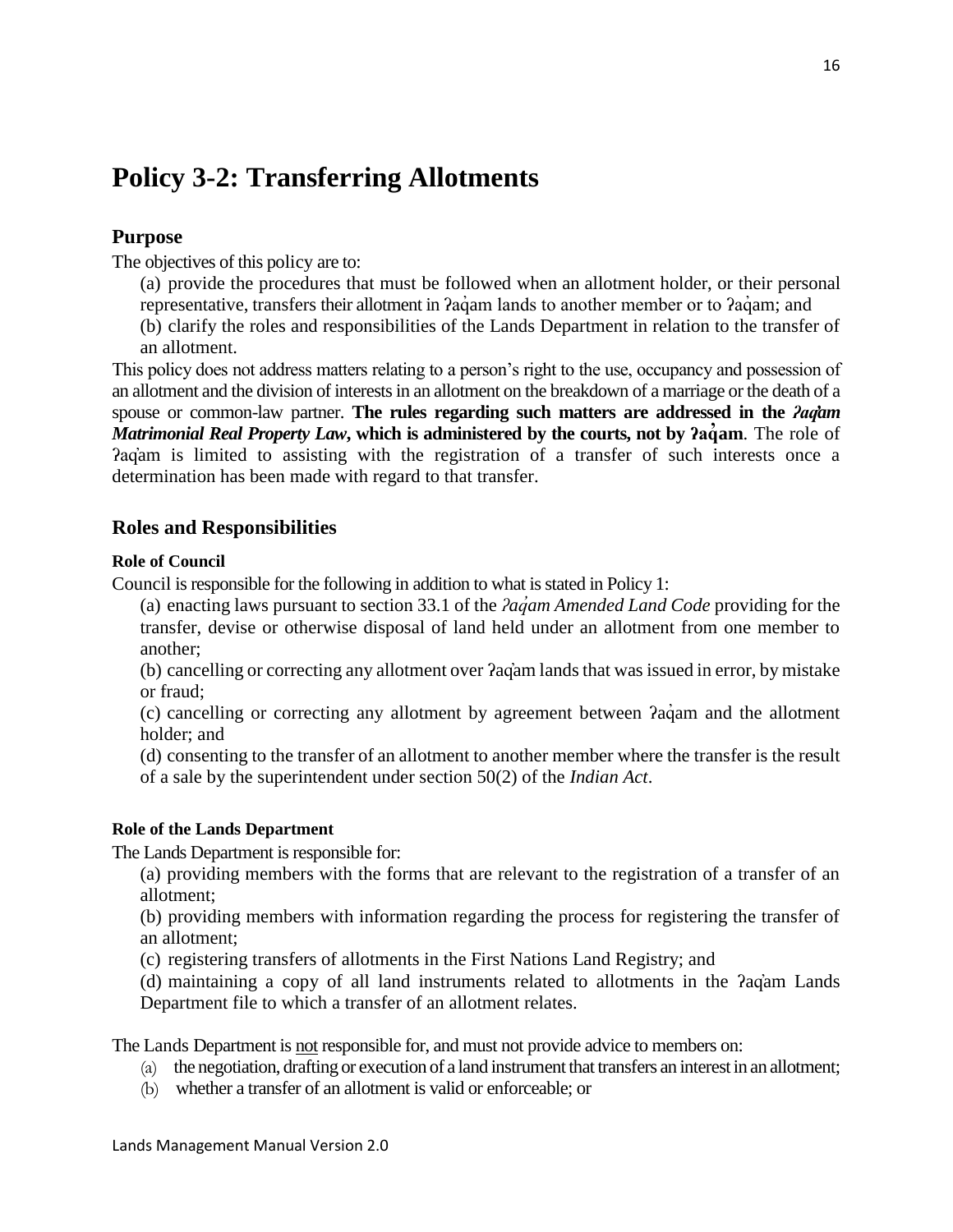# Policy 3-2: Transferring Allotments

## Purpose

The objectives of this policy are to:

(a) provide the procedures that must be followed when an allotment holder, or their personal representative, transfers their allotment in ʔaq̓am lands to another member or to ʔaq̓am; and

(b) clarify the roles and responsibilities of the Lands Department in relation to the transfer of an allotment.

This policy does not address matters relating to a person's right to the use, occupancy and possession of an allotment and the division of interests in an allotment on the breakdown of a marriage or the death of a spouse or common-law partner. **The rules regarding such matters are addressed in the *ʔaq̓am Matrimonial Real Property Law*, which is administered by the courts, not by ʔaq̓am**. The role of ʔaq̓am is limited to assisting with the registration of a transfer of such interests once a determination has been made with regard to that transfer.

## Roles and Responsibilities

#### Role of Council

Council is responsible for the following in addition to what is stated in Policy 1:

(a) enacting laws pursuant to section 33.1 of the *ʔaq̓am Amended Land Code* providing for the transfer, devise or otherwise disposal of land held under an allotment from one member to another;

(b) cancelling or correcting any allotment over ʔaq̓am lands that was issued in error, by mistake or fraud;

(c) cancelling or correcting any allotment by agreement between ʔaq̓am and the allotment holder; and

(d) consenting to the transfer of an allotment to another member where the transfer is the result of a sale by the superintendent under section 50(2) of the *Indian Act*.

#### Role of the Lands Department

The Lands Department is responsible for:

(a) providing members with the forms that are relevant to the registration of a transfer of an allotment;

(b) providing members with information regarding the process for registering the transfer of an allotment;

(c) registering transfers of allotments in the First Nations Land Registry; and

(d) maintaining a copy of all land instruments related to allotments in the ʔaq̓am Lands Department file to which a transfer of an allotment relates.

The Lands Department is <u>not</u> responsible for, and must not provide advice to members on:

(a) the negotiation, drafting or execution of a land instrument that transfers an interest in an allotment;

(b) whether a transfer of an allotment is valid or enforceable; or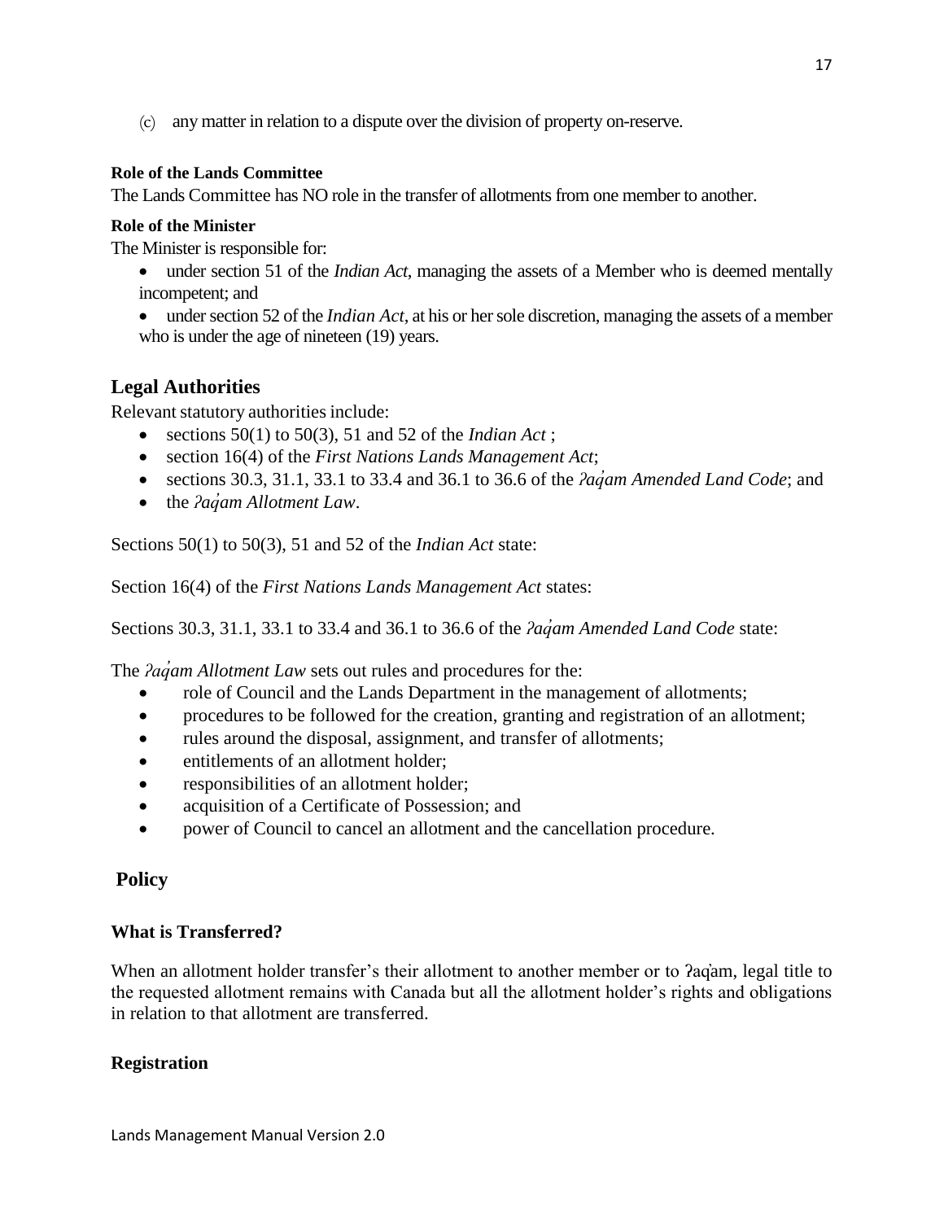(c) any matter in relation to a dispute over the division of property on-reserve.

**Role of the Lands Committee**

The Lands Committee has NO role in the transfer of allotments from one member to another.

**Role of the Minister**

The Minister is responsible for:

- under section 51 of the *Indian Act*, managing the assets of a Member who is deemed mentally incompetent; and
- under section 52 of the *Indian Act*, at his or her sole discretion, managing the assets of a member who is under the age of nineteen (19) years.

## Legal Authorities

Relevant statutory authorities include:

- sections 50(1) to 50(3), 51 and 52 of the *Indian Act* ;
- section 16(4) of the *First Nations Lands Management Act*;
- sections 30.3, 31.1, 33.1 to 33.4 and 36.1 to 36.6 of the *ʔaq̓am Amended Land Code*; and
- the *ʔaq̓am Allotment Law*.

Sections 50(1) to 50(3), 51 and 52 of the *Indian Act* state:

Section 16(4) of the *First Nations Lands Management Act* states:

Sections 30.3, 31.1, 33.1 to 33.4 and 36.1 to 36.6 of the *ʔaq̓am Amended Land Code* state:

The *ʔaq̓am Allotment Law* sets out rules and procedures for the:

- role of Council and the Lands Department in the management of allotments;
- procedures to be followed for the creation, granting and registration of an allotment;
- rules around the disposal, assignment, and transfer of allotments;
- entitlements of an allotment holder;
- responsibilities of an allotment holder;
- acquisition of a Certificate of Possession; and
- power of Council to cancel an allotment and the cancellation procedure.

## Policy

### What is Transferred?

When an allotment holder transfer's their allotment to another member or to ʔaq̓am, legal title to the requested allotment remains with Canada but all the allotment holder's rights and obligations in relation to that allotment are transferred.

### Registration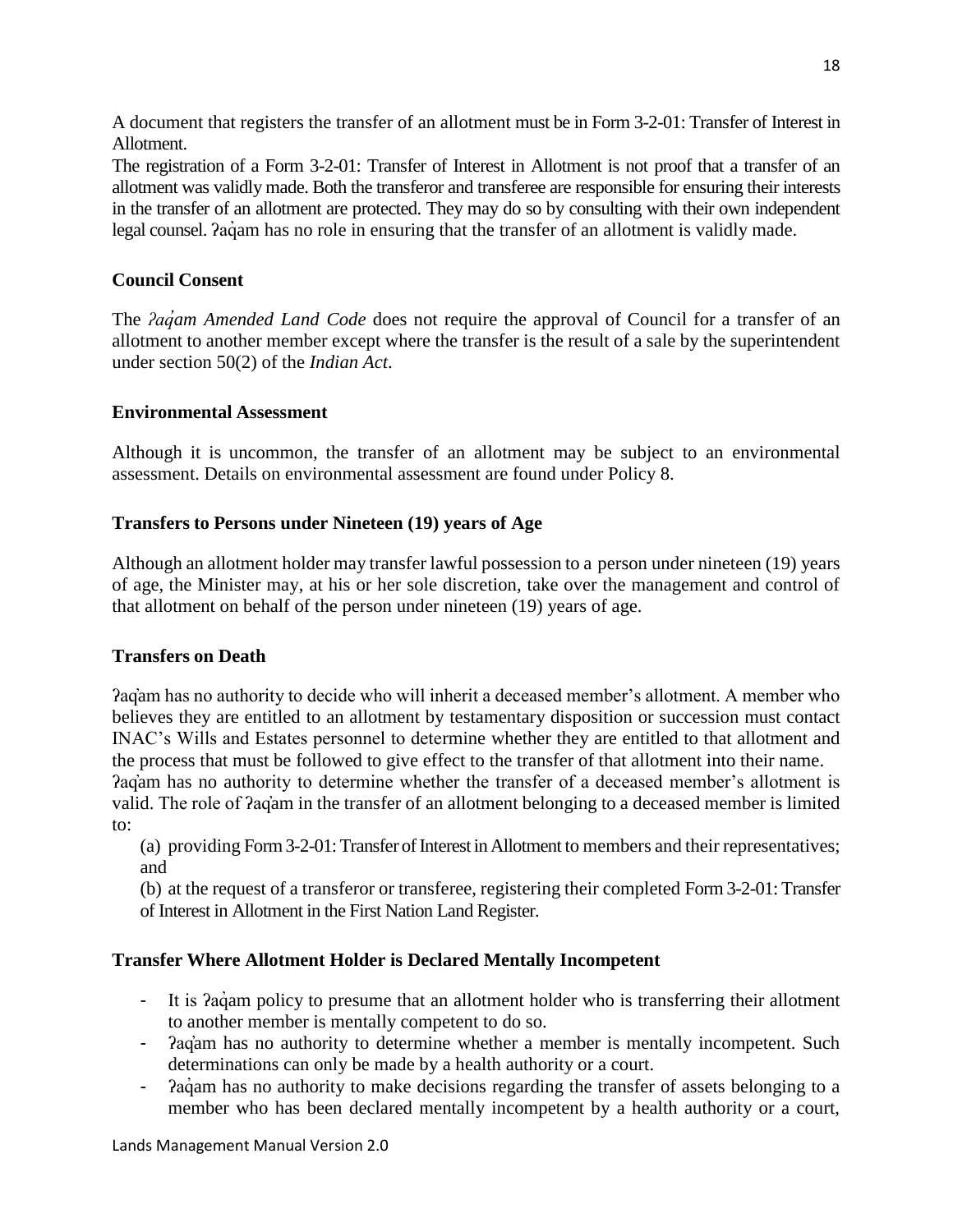A document that registers the transfer of an allotment must be in Form 3-2-01: Transfer of Interest in Allotment.

The registration of a Form 3-2-01: Transfer of Interest in Allotment is not proof that a transfer of an allotment was validly made. Both the transferor and transferee are responsible for ensuring their interests in the transfer of an allotment are protected. They may do so by consulting with their own independent legal counsel. ʔaq̓am has no role in ensuring that the transfer of an allotment is validly made.

### Council Consent

The *ʔaq̓am Amended Land Code* does not require the approval of Council for a transfer of an allotment to another member except where the transfer is the result of a sale by the superintendent under section 50(2) of the *Indian Act*.

### Environmental Assessment

Although it is uncommon, the transfer of an allotment may be subject to an environmental assessment. Details on environmental assessment are found under Policy 8.

### Transfers to Persons under Nineteen (19) years of Age

Although an allotment holder may transfer lawful possession to a person under nineteen (19) years of age, the Minister may, at his or her sole discretion, take over the management and control of that allotment on behalf of the person under nineteen (19) years of age.

### Transfers on Death

ʔaq̓am has no authority to decide who will inherit a deceased member's allotment. A member who believes they are entitled to an allotment by testamentary disposition or succession must contact INAC's Wills and Estates personnel to determine whether they are entitled to that allotment and the process that must be followed to give effect to the transfer of that allotment into their name.

ʔaq̓am has no authority to determine whether the transfer of a deceased member's allotment is valid. The role of ʔaq̓am in the transfer of an allotment belonging to a deceased member is limited to:

(a) providing Form 3-2-01: Transfer of Interest in Allotment to members and their representatives; and

(b) at the request of a transferor or transferee, registering their completed Form 3-2-01: Transfer of Interest in Allotment in the First Nation Land Register.

### Transfer Where Allotment Holder is Declared Mentally Incompetent

- It is ʔaq̓am policy to presume that an allotment holder who is transferring their allotment to another member is mentally competent to do so.
- ʔaq̓am has no authority to determine whether a member is mentally incompetent. Such determinations can only be made by a health authority or a court.
- ʔaq̓am has no authority to make decisions regarding the transfer of assets belonging to a member who has been declared mentally incompetent by a health authority or a court,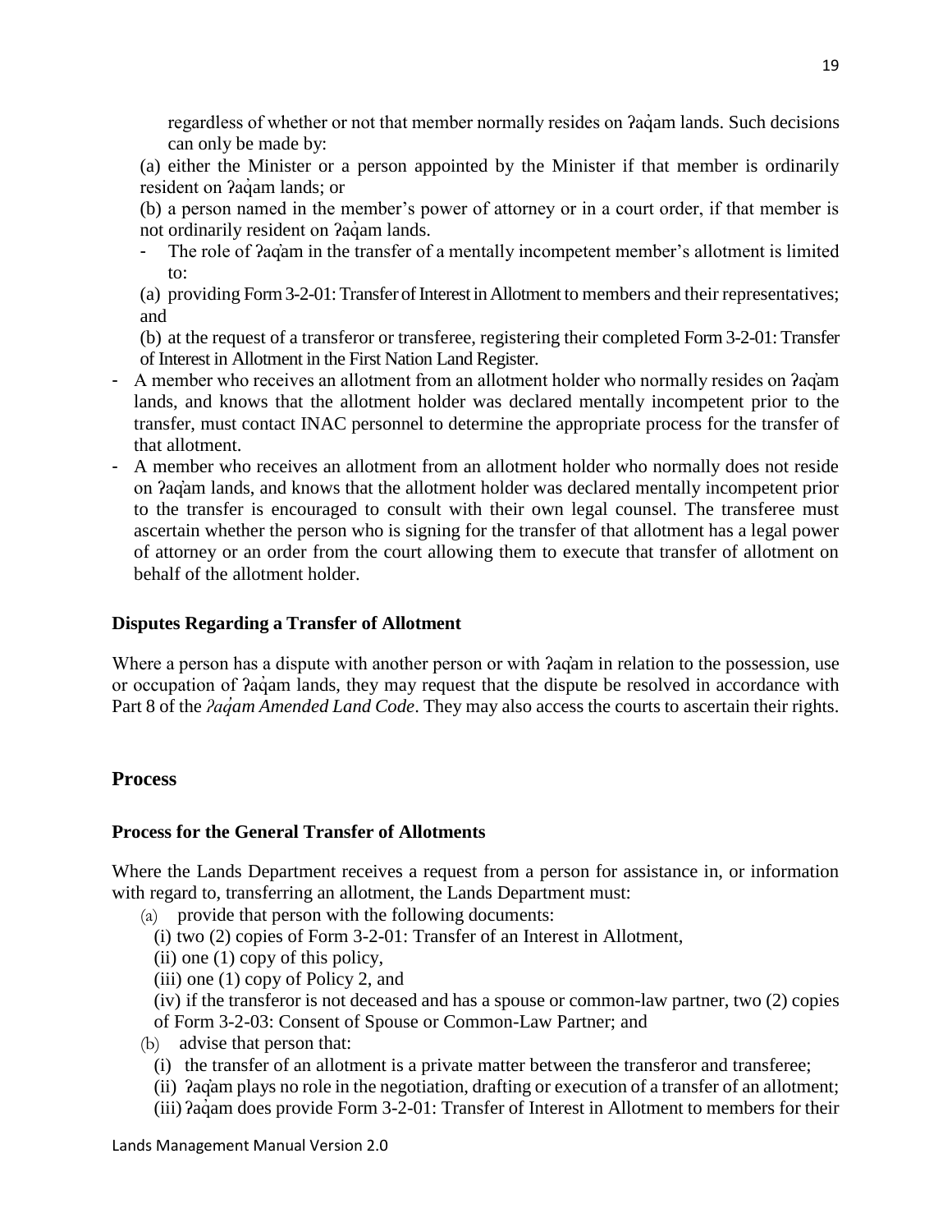regardless of whether or not that member normally resides on ʔaq̓am lands. Such decisions can only be made by:

(a) either the Minister or a person appointed by the Minister if that member is ordinarily resident on ʔaq̓am lands; or

(b) a person named in the member's power of attorney or in a court order, if that member is not ordinarily resident on ʔaq̓am lands.

- The role of ʔaq̓am in the transfer of a mentally incompetent member's allotment is limited to:

  (a) providing Form 3-2-01: Transfer of Interest in Allotment to members and their representatives; and

  (b) at the request of a transferor or transferee, registering their completed Form 3-2-01: Transfer of Interest in Allotment in the First Nation Land Register.

- A member who receives an allotment from an allotment holder who normally resides on ʔaq̓am lands, and knows that the allotment holder was declared mentally incompetent prior to the transfer, must contact INAC personnel to determine the appropriate process for the transfer of that allotment.
- A member who receives an allotment from an allotment holder who normally does not reside on ʔaq̓am lands, and knows that the allotment holder was declared mentally incompetent prior to the transfer is encouraged to consult with their own legal counsel. The transferee must ascertain whether the person who is signing for the transfer of that allotment has a legal power of attorney or an order from the court allowing them to execute that transfer of allotment on behalf of the allotment holder.

### Disputes Regarding a Transfer of Allotment

Where a person has a dispute with another person or with ʔaq̓am in relation to the possession, use or occupation of ʔaq̓am lands, they may request that the dispute be resolved in accordance with Part 8 of the *ʔaq̓am Amended Land Code*. They may also access the courts to ascertain their rights.

## Process

### Process for the General Transfer of Allotments

Where the Lands Department receives a request from a person for assistance in, or information with regard to, transferring an allotment, the Lands Department must:

(a) provide that person with the following documents:

  (i) two (2) copies of Form 3-2-01: Transfer of an Interest in Allotment,

  (ii) one (1) copy of this policy,

  (iii) one (1) copy of Policy 2, and

  (iv) if the transferor is not deceased and has a spouse or common-law partner, two (2) copies of Form 3-2-03: Consent of Spouse or Common-Law Partner; and

(b) advise that person that:

  (i) the transfer of an allotment is a private matter between the transferor and transferee;

  (ii) ʔaq̓am plays no role in the negotiation, drafting or execution of a transfer of an allotment;

  (iii) ʔaq̓am does provide Form 3-2-01: Transfer of Interest in Allotment to members for their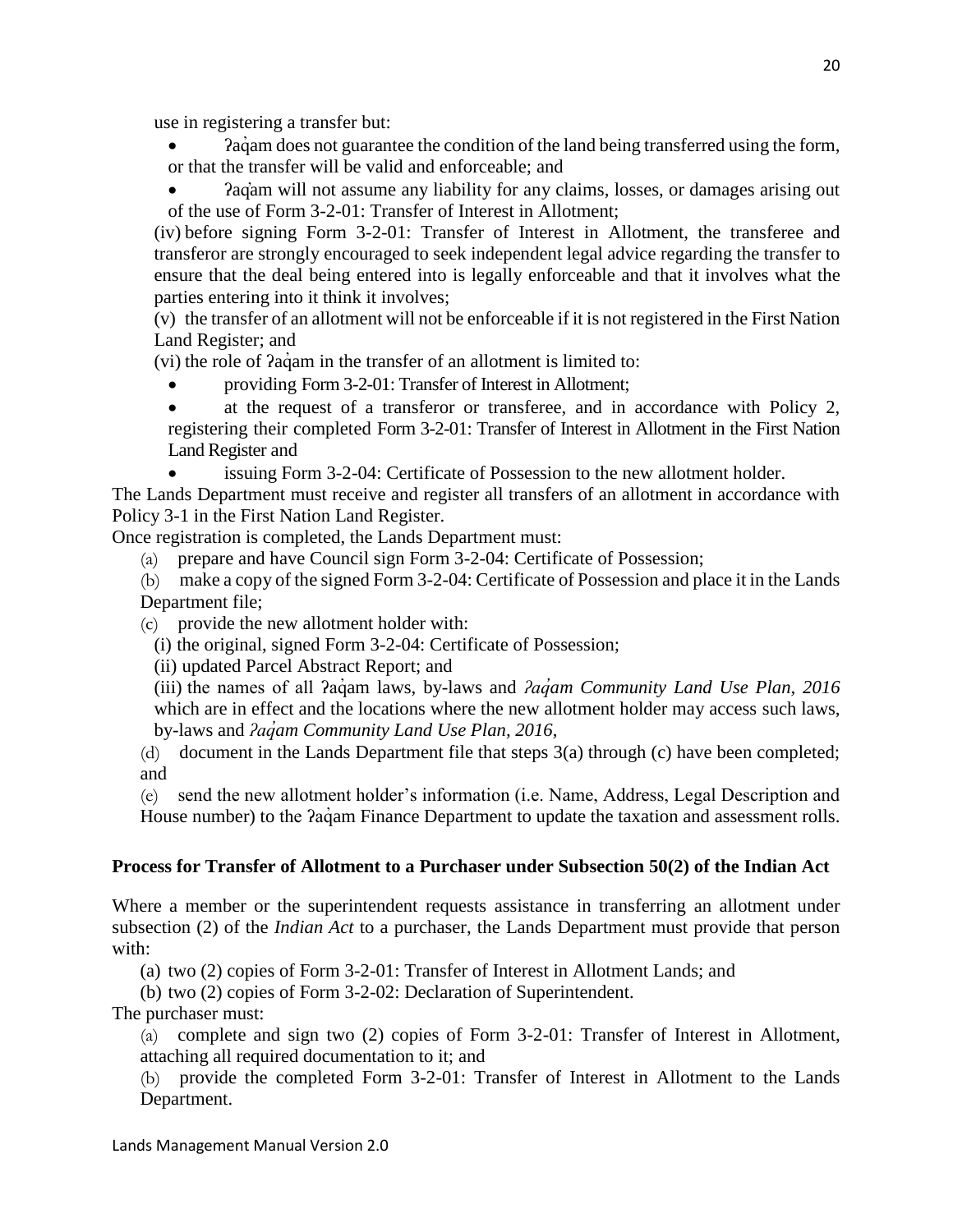use in registering a transfer but:

- ʔaq̓am does not guarantee the condition of the land being transferred using the form, or that the transfer will be valid and enforceable; and
- ʔaq̓am will not assume any liability for any claims, losses, or damages arising out of the use of Form 3-2-01: Transfer of Interest in Allotment;

(iv) before signing Form 3-2-01: Transfer of Interest in Allotment, the transferee and transferor are strongly encouraged to seek independent legal advice regarding the transfer to ensure that the deal being entered into is legally enforceable and that it involves what the parties entering into it think it involves;

(v) the transfer of an allotment will not be enforceable if it is not registered in the First Nation Land Register; and

(vi) the role of ʔaq̓am in the transfer of an allotment is limited to:

- providing Form 3-2-01: Transfer of Interest in Allotment;
- at the request of a transferor or transferee, and in accordance with Policy 2, registering their completed Form 3-2-01: Transfer of Interest in Allotment in the First Nation Land Register and
- issuing Form 3-2-04: Certificate of Possession to the new allotment holder.

The Lands Department must receive and register all transfers of an allotment in accordance with Policy 3-1 in the First Nation Land Register.

Once registration is completed, the Lands Department must:

(a) prepare and have Council sign Form 3-2-04: Certificate of Possession;

(b) make a copy of the signed Form 3-2-04: Certificate of Possession and place it in the Lands Department file;

(c) provide the new allotment holder with:

(i) the original, signed Form 3-2-04: Certificate of Possession;

(ii) updated Parcel Abstract Report; and

(iii) the names of all ʔaq̓am laws, by-laws and *ʔaq̓am Community Land Use Plan, 2016* which are in effect and the locations where the new allotment holder may access such laws, by-laws and *ʔaq̓am Community Land Use Plan, 2016*,

(d) document in the Lands Department file that steps 3(a) through (c) have been completed; and

(e) send the new allotment holder's information (i.e. Name, Address, Legal Description and House number) to the ʔaq̓am Finance Department to update the taxation and assessment rolls.

**Process for Transfer of Allotment to a Purchaser under Subsection 50(2) of the Indian Act**

Where a member or the superintendent requests assistance in transferring an allotment under subsection (2) of the *Indian Act* to a purchaser, the Lands Department must provide that person with:

(a) two (2) copies of Form 3-2-01: Transfer of Interest in Allotment Lands; and

(b) two (2) copies of Form 3-2-02: Declaration of Superintendent.

The purchaser must:

(a) complete and sign two (2) copies of Form 3-2-01: Transfer of Interest in Allotment, attaching all required documentation to it; and

(b) provide the completed Form 3-2-01: Transfer of Interest in Allotment to the Lands Department.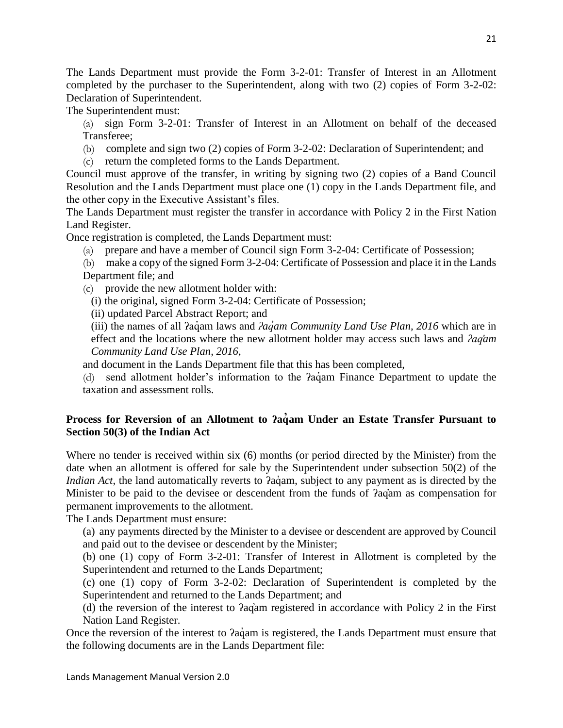The Lands Department must provide the Form 3-2-01: Transfer of Interest in an Allotment completed by the purchaser to the Superintendent, along with two (2) copies of Form 3-2-02: Declaration of Superintendent.

The Superintendent must:

(a) sign Form 3-2-01: Transfer of Interest in an Allotment on behalf of the deceased Transferee;

(b) complete and sign two (2) copies of Form 3-2-02: Declaration of Superintendent; and

(c) return the completed forms to the Lands Department.

Council must approve of the transfer, in writing by signing two (2) copies of a Band Council Resolution and the Lands Department must place one (1) copy in the Lands Department file, and the other copy in the Executive Assistant's files.

The Lands Department must register the transfer in accordance with Policy 2 in the First Nation Land Register.

Once registration is completed, the Lands Department must:

(a) prepare and have a member of Council sign Form 3-2-04: Certificate of Possession;

(b) make a copy of the signed Form 3-2-04: Certificate of Possession and place it in the Lands Department file; and

(c) provide the new allotment holder with:

(i) the original, signed Form 3-2-04: Certificate of Possession;

(ii) updated Parcel Abstract Report; and

(iii) the names of all ʔaq̓am laws and *ʔaq̓am Community Land Use Plan, 2016* which are in effect and the locations where the new allotment holder may access such laws and *ʔaq̓am Community Land Use Plan, 2016*,

and document in the Lands Department file that this has been completed,

(d) send allotment holder's information to the ʔaq̓am Finance Department to update the taxation and assessment rolls.

## Process for Reversion of an Allotment to ʔaq̓am Under an Estate Transfer Pursuant to Section 50(3) of the Indian Act

Where no tender is received within six (6) months (or period directed by the Minister) from the date when an allotment is offered for sale by the Superintendent under subsection 50(2) of the *Indian Act*, the land automatically reverts to ʔaq̓am, subject to any payment as is directed by the Minister to be paid to the devisee or descendent from the funds of ʔaq̓am as compensation for permanent improvements to the allotment.

The Lands Department must ensure:

(a) any payments directed by the Minister to a devisee or descendent are approved by Council and paid out to the devisee or descendent by the Minister;

(b) one (1) copy of Form 3-2-01: Transfer of Interest in Allotment is completed by the Superintendent and returned to the Lands Department;

(c) one (1) copy of Form 3-2-02: Declaration of Superintendent is completed by the Superintendent and returned to the Lands Department; and

(d) the reversion of the interest to ʔaq̓am registered in accordance with Policy 2 in the First Nation Land Register.

Once the reversion of the interest to ʔaq̓am is registered, the Lands Department must ensure that the following documents are in the Lands Department file: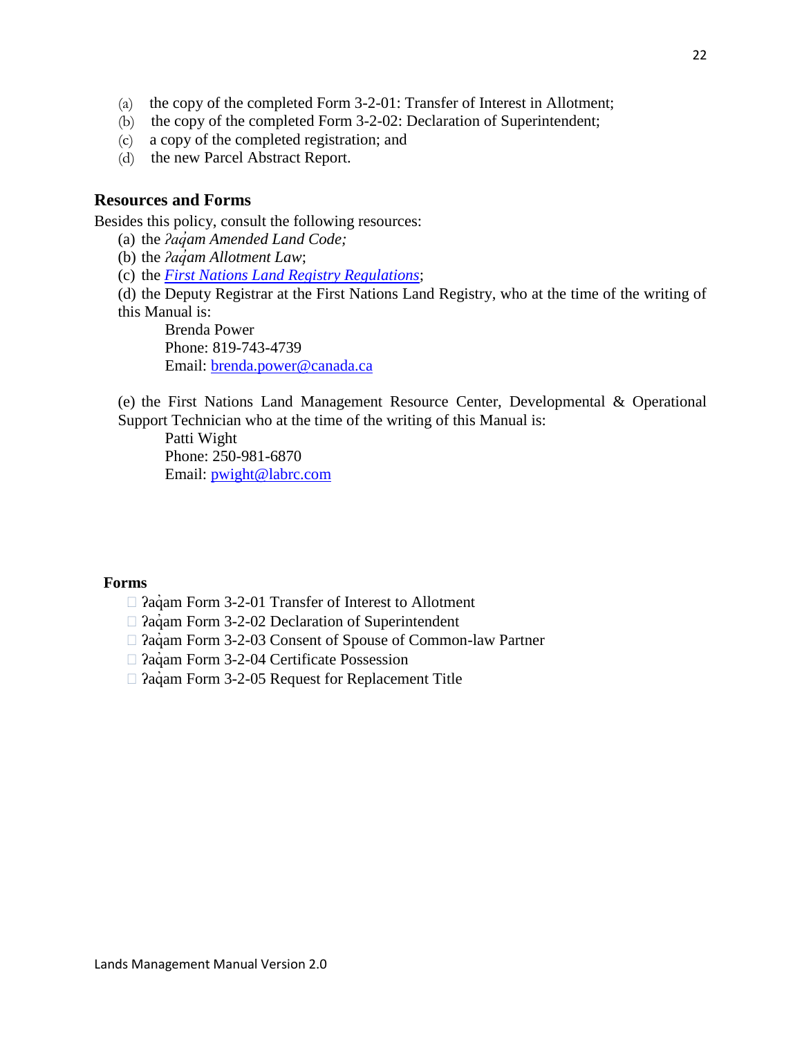(a) the copy of the completed Form 3-2-01: Transfer of Interest in Allotment;
(b) the copy of the completed Form 3-2-02: Declaration of Superintendent;
(c) a copy of the completed registration; and
(d) the new Parcel Abstract Report.

## Resources and Forms

Besides this policy, consult the following resources:

(a) the *ʔaq̓am Amended Land Code;*
(b) the *ʔaq̓am Allotment Law*;
(c) the *First Nations Land Registry Regulations*;
(d) the Deputy Registrar at the First Nations Land Registry, who at the time of the writing of this Manual is:

Brenda Power
Phone: 819-743-4739
Email: brenda.power@canada.ca

(e) the First Nations Land Management Resource Center, Developmental & Operational Support Technician who at the time of the writing of this Manual is:

Patti Wight
Phone: 250-981-6870
Email: pwight@labrc.com

### Forms

- ʔaq̓am Form 3-2-01 Transfer of Interest to Allotment
- ʔaq̓am Form 3-2-02 Declaration of Superintendent
- ʔaq̓am Form 3-2-03 Consent of Spouse of Common-law Partner
- ʔaq̓am Form 3-2-04 Certificate Possession
- ʔaq̓am Form 3-2-05 Request for Replacement Title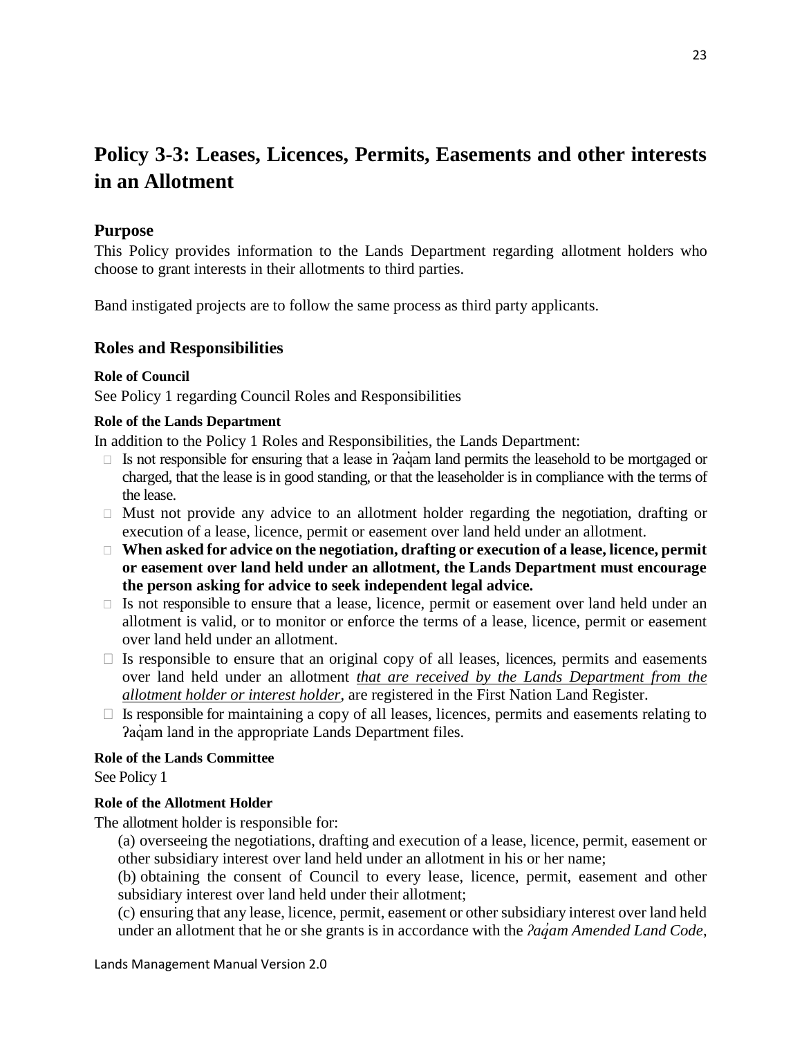# Policy 3-3: Leases, Licences, Permits, Easements and other interests in an Allotment

## Purpose

This Policy provides information to the Lands Department regarding allotment holders who choose to grant interests in their allotments to third parties.

Band instigated projects are to follow the same process as third party applicants.

## Roles and Responsibilities

#### Role of Council

See Policy 1 regarding Council Roles and Responsibilities

#### Role of the Lands Department

In addition to the Policy 1 Roles and Responsibilities, the Lands Department:

- Is not responsible for ensuring that a lease in ʔaq̓am land permits the leasehold to be mortgaged or charged, that the lease is in good standing, or that the leaseholder is in compliance with the terms of the lease.
- Must not provide any advice to an allotment holder regarding the negotiation, drafting or execution of a lease, licence, permit or easement over land held under an allotment.
- **When asked for advice on the negotiation, drafting or execution of a lease, licence, permit or easement over land held under an allotment, the Lands Department must encourage the person asking for advice to seek independent legal advice.**
- Is not responsible to ensure that a lease, licence, permit or easement over land held under an allotment is valid, or to monitor or enforce the terms of a lease, licence, permit or easement over land held under an allotment.
- Is responsible to ensure that an original copy of all leases, licences, permits and easements over land held under an allotment *that are received by the Lands Department from the allotment holder or interest holder*, are registered in the First Nation Land Register.
- Is responsible for maintaining a copy of all leases, licences, permits and easements relating to ʔaq̓am land in the appropriate Lands Department files.

#### Role of the Lands Committee

See Policy 1

#### Role of the Allotment Holder

The allotment holder is responsible for:

(a) overseeing the negotiations, drafting and execution of a lease, licence, permit, easement or other subsidiary interest over land held under an allotment in his or her name;

(b) obtaining the consent of Council to every lease, licence, permit, easement and other subsidiary interest over land held under their allotment;

(c) ensuring that any lease, licence, permit, easement or other subsidiary interest over land held under an allotment that he or she grants is in accordance with the *ʔaq̓am Amended Land Code*,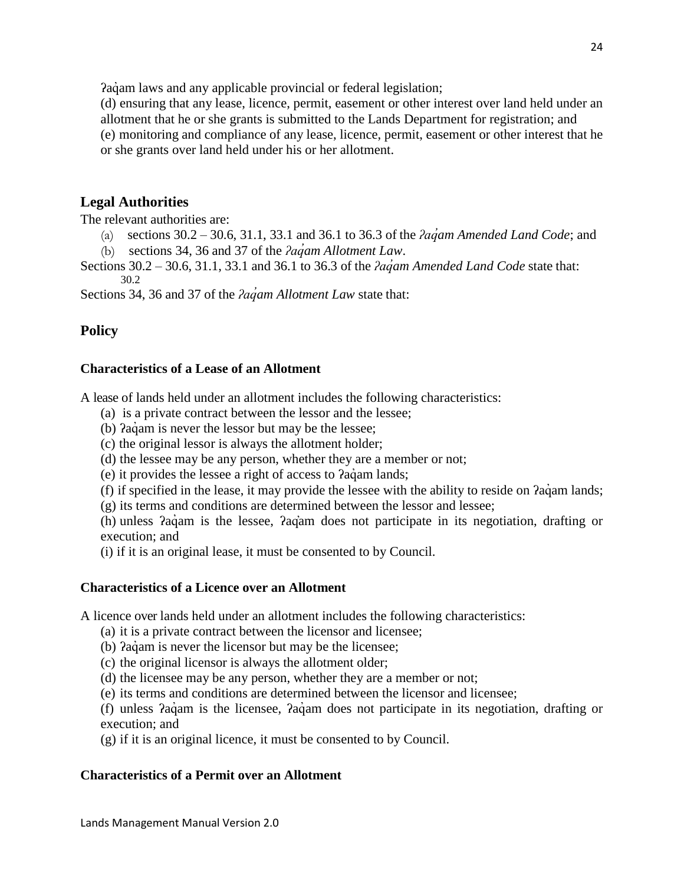ʔaq̓am laws and any applicable provincial or federal legislation;

(d) ensuring that any lease, licence, permit, easement or other interest over land held under an allotment that he or she grants is submitted to the Lands Department for registration; and

(e) monitoring and compliance of any lease, licence, permit, easement or other interest that he or she grants over land held under his or her allotment.

## Legal Authorities

The relevant authorities are:

(a) sections 30.2 – 30.6, 31.1, 33.1 and 36.1 to 36.3 of the *ʔaq̓am Amended Land Code*; and

(b) sections 34, 36 and 37 of the *ʔaq̓am Allotment Law*.

Sections 30.2 – 30.6, 31.1, 33.1 and 36.1 to 36.3 of the *ʔaq̓am Amended Land Code* state that:

30.2

Sections 34, 36 and 37 of the *ʔaq̓am Allotment Law* state that:

## Policy

### Characteristics of a Lease of an Allotment

A lease of lands held under an allotment includes the following characteristics:

(a) is a private contract between the lessor and the lessee;

(b) ʔaq̓am is never the lessor but may be the lessee;

(c) the original lessor is always the allotment holder;

(d) the lessee may be any person, whether they are a member or not;

(e) it provides the lessee a right of access to ʔaq̓am lands;

(f) if specified in the lease, it may provide the lessee with the ability to reside on ʔaq̓am lands;

(g) its terms and conditions are determined between the lessor and lessee;

(h) unless ʔaq̓am is the lessee, ʔaq̓am does not participate in its negotiation, drafting or execution; and

(i) if it is an original lease, it must be consented to by Council.

### Characteristics of a Licence over an Allotment

A licence over lands held under an allotment includes the following characteristics:

(a) it is a private contract between the licensor and licensee;

(b) ʔaq̓am is never the licensor but may be the licensee;

(c) the original licensor is always the allotment older;

(d) the licensee may be any person, whether they are a member or not;

(e) its terms and conditions are determined between the licensor and licensee;

(f) unless ʔaq̓am is the licensee, ʔaq̓am does not participate in its negotiation, drafting or execution; and

(g) if it is an original licence, it must be consented to by Council.

### Characteristics of a Permit over an Allotment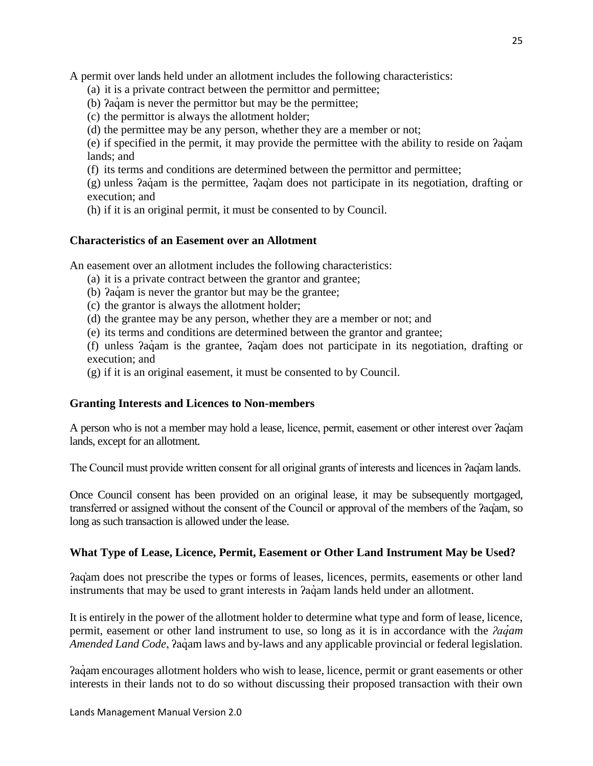A permit over lands held under an allotment includes the following characteristics:

(a) it is a private contract between the permittor and permittee;

(b) ʔaq̓am is never the permittor but may be the permittee;

(c) the permittor is always the allotment holder;

(d) the permittee may be any person, whether they are a member or not;

(e) if specified in the permit, it may provide the permittee with the ability to reside on ʔaq̓am lands; and

(f) its terms and conditions are determined between the permittor and permittee;

(g) unless ʔaq̓am is the permittee, ʔaq̓am does not participate in its negotiation, drafting or execution; and

(h) if it is an original permit, it must be consented to by Council.

### Characteristics of an Easement over an Allotment

An easement over an allotment includes the following characteristics:

(a) it is a private contract between the grantor and grantee;

(b) ʔaq̓am is never the grantor but may be the grantee;

(c) the grantor is always the allotment holder;

(d) the grantee may be any person, whether they are a member or not; and

(e) its terms and conditions are determined between the grantor and grantee;

(f) unless ʔaq̓am is the grantee, ʔaq̓am does not participate in its negotiation, drafting or execution; and

(g) if it is an original easement, it must be consented to by Council.

### Granting Interests and Licences to Non-members

A person who is not a member may hold a lease, licence, permit, easement or other interest over ʔaq̓am lands, except for an allotment.

The Council must provide written consent for all original grants of interests and licences in ʔaq̓am lands.

Once Council consent has been provided on an original lease, it may be subsequently mortgaged, transferred or assigned without the consent of the Council or approval of the members of the ʔaq̓am, so long as such transaction is allowed under the lease.

### What Type of Lease, Licence, Permit, Easement or Other Land Instrument May be Used?

ʔaq̓am does not prescribe the types or forms of leases, licences, permits, easements or other land instruments that may be used to grant interests in ʔaq̓am lands held under an allotment.

It is entirely in the power of the allotment holder to determine what type and form of lease, licence, permit, easement or other land instrument to use, so long as it is in accordance with the *ʔaq̓am Amended Land Code*, ʔaq̓am laws and by-laws and any applicable provincial or federal legislation.

ʔaq̓am encourages allotment holders who wish to lease, licence, permit or grant easements or other interests in their lands not to do so without discussing their proposed transaction with their own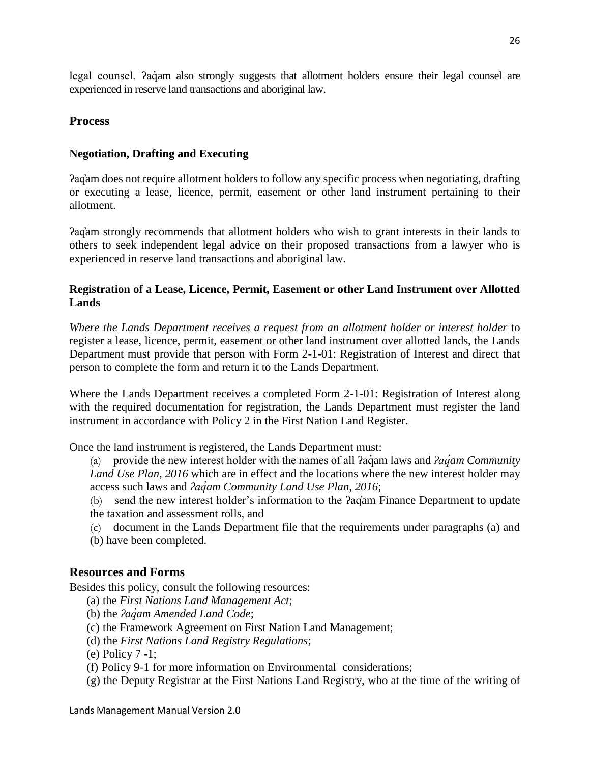legal counsel. ʔaq̓am also strongly suggests that allotment holders ensure their legal counsel are experienced in reserve land transactions and aboriginal law.

## Process

### Negotiation, Drafting and Executing

ʔaq̓am does not require allotment holders to follow any specific process when negotiating, drafting or executing a lease, licence, permit, easement or other land instrument pertaining to their allotment.

ʔaq̓am strongly recommends that allotment holders who wish to grant interests in their lands to others to seek independent legal advice on their proposed transactions from a lawyer who is experienced in reserve land transactions and aboriginal law.

### Registration of a Lease, Licence, Permit, Easement or other Land Instrument over Allotted Lands

<u>*Where the Lands Department receives a request from an allotment holder or interest holder*</u> to register a lease, licence, permit, easement or other land instrument over allotted lands, the Lands Department must provide that person with Form 2-1-01: Registration of Interest and direct that person to complete the form and return it to the Lands Department.

Where the Lands Department receives a completed Form 2-1-01: Registration of Interest along with the required documentation for registration, the Lands Department must register the land instrument in accordance with Policy 2 in the First Nation Land Register.

Once the land instrument is registered, the Lands Department must:

(a) provide the new interest holder with the names of all ʔaq̓am laws and *ʔaq̓am Community Land Use Plan, 2016* which are in effect and the locations where the new interest holder may access such laws and *ʔaq̓am Community Land Use Plan, 2016*;

(b) send the new interest holder's information to the ʔaq̓am Finance Department to update the taxation and assessment rolls, and

(c) document in the Lands Department file that the requirements under paragraphs (a) and (b) have been completed.

## Resources and Forms

Besides this policy, consult the following resources:

(a) the *First Nations Land Management Act*;

(b) the *ʔaq̓am Amended Land Code*;

(c) the Framework Agreement on First Nation Land Management;

(d) the *First Nations Land Registry Regulations*;

(e) Policy 7 -1;

(f) Policy 9-1 for more information on Environmental considerations;

(g) the Deputy Registrar at the First Nations Land Registry, who at the time of the writing of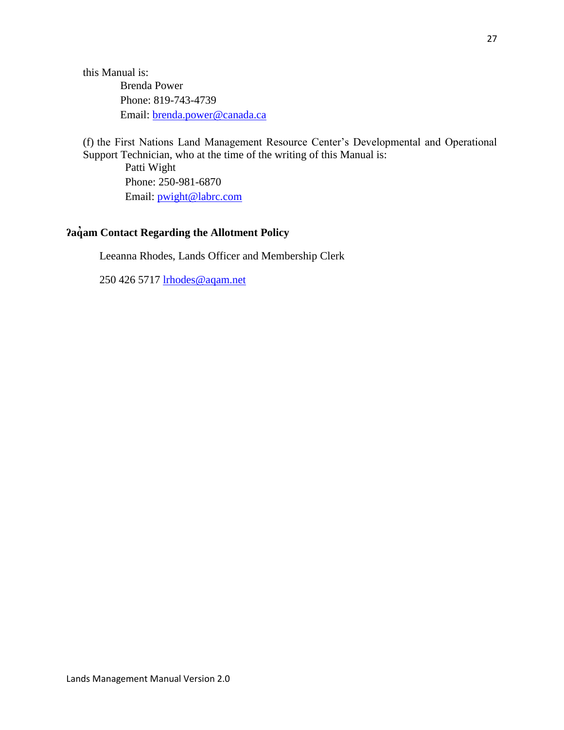this Manual is:

Brenda Power
Phone: 819-743-4739
Email: brenda.power@canada.ca

(f) the First Nations Land Management Resource Center's Developmental and Operational Support Technician, who at the time of the writing of this Manual is:

Patti Wight
Phone: 250-981-6870
Email: pwight@labrc.com

## ʔaq̓am Contact Regarding the Allotment Policy

Leeanna Rhodes, Lands Officer and Membership Clerk

250 426 5717 lrhodes@aqam.net